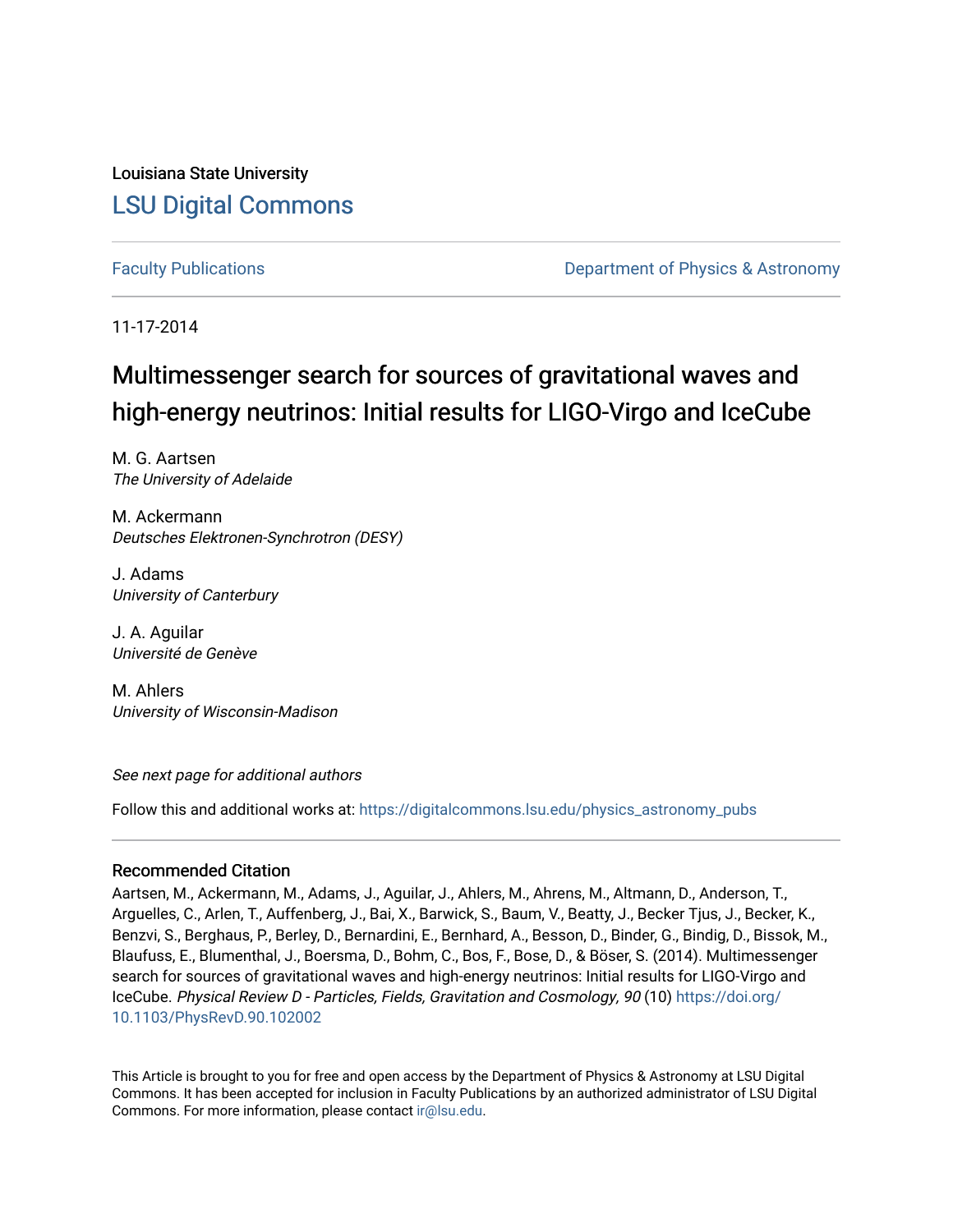Louisiana State University

# LSU Digital Commons

Faculty Publications

Department of Physics & Astronomy

11-17-2014

# Multimessenger search for sources of gravitational waves and high-energy neutrinos: Initial results for LIGO-Virgo and IceCube

M. G. Aartsen
*The University of Adelaide*

M. Ackermann
*Deutsches Elektronen-Synchrotron (DESY)*

J. Adams
*University of Canterbury*

J. A. Aguilar
*Université de Genève*

M. Ahlers
*University of Wisconsin-Madison*

*See next page for additional authors*

Follow this and additional works at: https://digitalcommons.lsu.edu/physics_astronomy_pubs

## Recommended Citation

Aartsen, M., Ackermann, M., Adams, J., Aguilar, J., Ahlers, M., Ahrens, M., Altmann, D., Anderson, T., Arguelles, C., Arlen, T., Auffenberg, J., Bai, X., Barwick, S., Baum, V., Beatty, J., Becker Tjus, J., Becker, K., Benzvi, S., Berghaus, P., Berley, D., Bernardini, E., Bernhard, A., Besson, D., Binder, G., Bindig, D., Bissok, M., Blaufuss, E., Blumenthal, J., Boersma, D., Bohm, C., Bos, F., Bose, D., & Böser, S. (2014). Multimessenger search for sources of gravitational waves and high-energy neutrinos: Initial results for LIGO-Virgo and IceCube. *Physical Review D - Particles, Fields, Gravitation and Cosmology, 90* (10) https://doi.org/10.1103/PhysRevD.90.102002

This Article is brought to you for free and open access by the Department of Physics & Astronomy at LSU Digital Commons. It has been accepted for inclusion in Faculty Publications by an authorized administrator of LSU Digital Commons. For more information, please contact ir@lsu.edu.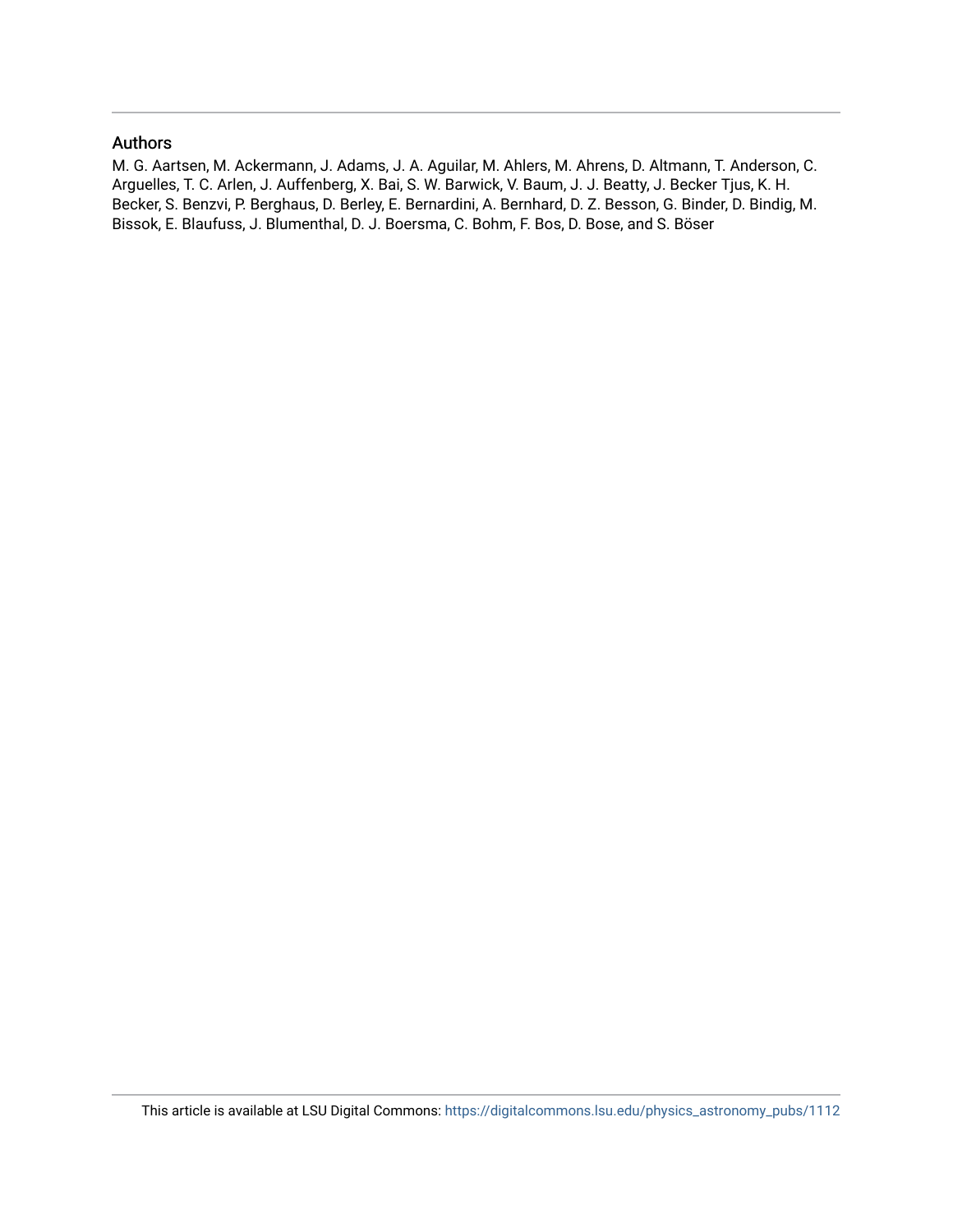## Authors

M. G. Aartsen, M. Ackermann, J. Adams, J. A. Aguilar, M. Ahlers, M. Ahrens, D. Altmann, T. Anderson, C. Arguelles, T. C. Arlen, J. Auffenberg, X. Bai, S. W. Barwick, V. Baum, J. J. Beatty, J. Becker Tjus, K. H. Becker, S. Benzvi, P. Berghaus, D. Berley, E. Bernardini, A. Bernhard, D. Z. Besson, G. Binder, D. Bindig, M. Bissok, E. Blaufuss, J. Blumenthal, D. J. Boersma, C. Bohm, F. Bos, D. Bose, and S. Böser

This article is available at LSU Digital Commons: https://digitalcommons.lsu.edu/physics_astronomy_pubs/1112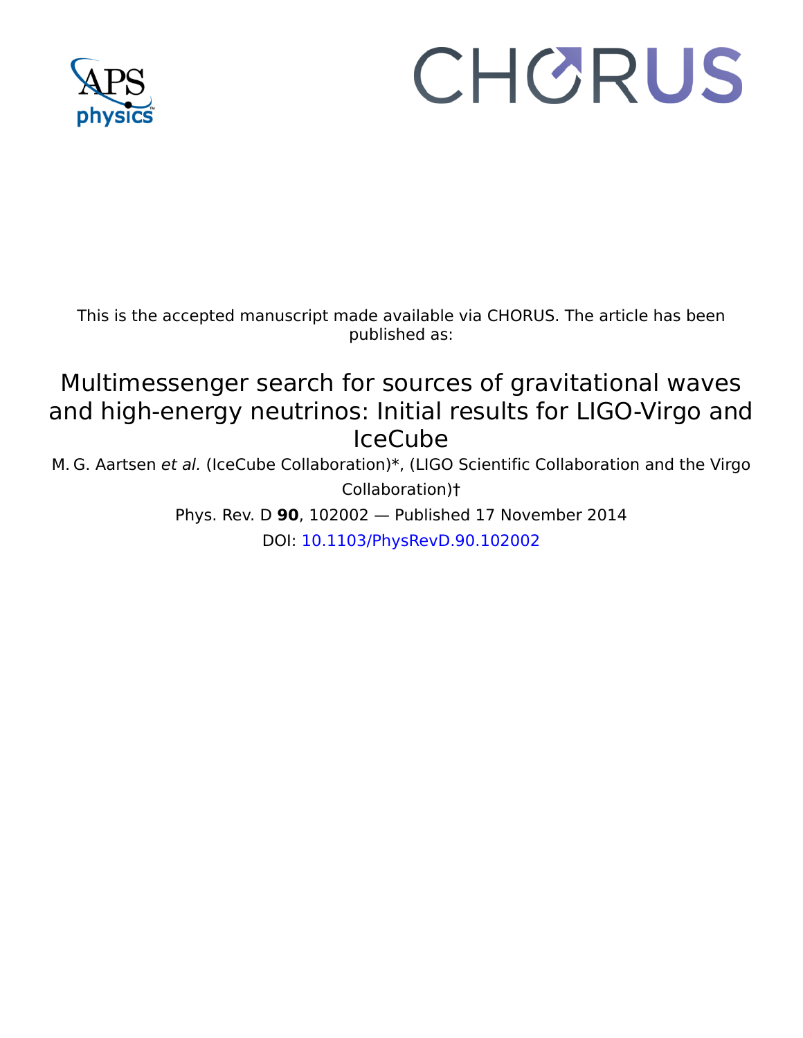This is the accepted manuscript made available via CHORUS. The article has been published as:

# Multimessenger search for sources of gravitational waves and high-energy neutrinos: Initial results for LIGO-Virgo and IceCube

M. G. Aartsen *et al.* (IceCube Collaboration)*, (LIGO Scientific Collaboration and the Virgo Collaboration)†

Phys. Rev. D **90**, 102002 — Published 17 November 2014

DOI: 10.1103/PhysRevD.90.102002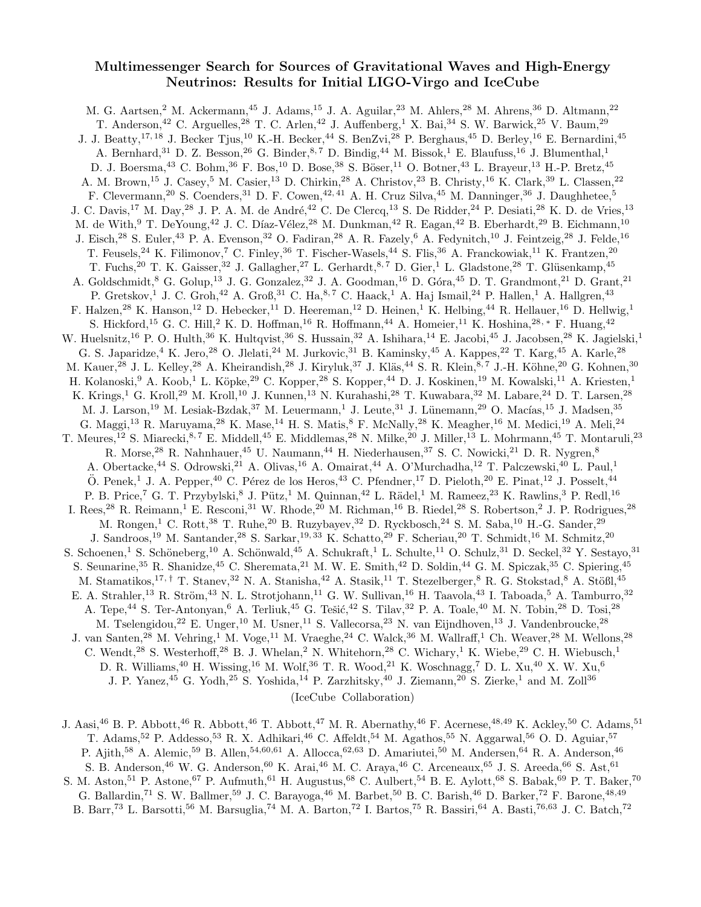# Multimessenger Search for Sources of Gravitational Waves and High-Energy Neutrinos: Results for Initial LIGO-Virgo and IceCube

M. G. Aartsen,[2] M. Ackermann,[45] J. Adams,[15] J. A. Aguilar,[23] M. Ahlers,[28] M. Ahrens,[36] D. Altmann,[22] T. Anderson,[42] C. Arguelles,[28] T. C. Arlen,[42] J. Auffenberg,[1] X. Bai,[34] S. W. Barwick,[25] V. Baum,[29] J. J. Beatty,[17,18] J. Becker Tjus,[10] K.-H. Becker,[44] S. BenZvi,[28] P. Berghaus,[45] D. Berley,[16] E. Bernardini,[45] A. Bernhard,[31] D. Z. Besson,[26] G. Binder,[8,7] D. Bindig,[44] M. Bissok,[1] E. Blaufuss,[16] J. Blumenthal,[1] D. J. Boersma,[43] C. Bohm,[36] F. Bos,[10] D. Bose,[38] S. Böser,[11] O. Botner,[43] L. Brayeur,[13] H.-P. Bretz,[45] A. M. Brown,[15] J. Casey,[5] M. Casier,[13] D. Chirkin,[28] A. Christov,[23] B. Christy,[16] K. Clark,[39] L. Classen,[22] F. Clevermann,[20] S. Coenders,[31] D. F. Cowen,[42,41] A. H. Cruz Silva,[45] M. Danninger,[36] J. Daughhetee,[5] J. C. Davis,[17] M. Day,[28] J. P. A. M. de André,[42] C. De Clercq,[13] S. De Ridder,[24] P. Desiati,[28] K. D. de Vries,[13] M. de With,[9] T. DeYoung,[42] J. C. Díaz-Vélez,[28] M. Dunkman,[42] R. Eagan,[42] B. Eberhardt,[29] B. Eichmann,[10] J. Eisch,[28] S. Euler,[43] P. A. Evenson,[32] O. Fadiran,[28] A. R. Fazely,[6] A. Fedynitch,[10] J. Feintzeig,[28] J. Felde,[16] T. Feusels,[24] K. Filimonov,[7] C. Finley,[36] T. Fischer-Wasels,[44] S. Flis,[36] A. Franckowiak,[11] K. Frantzen,[20] T. Fuchs,[20] T. K. Gaisser,[32] J. Gallagher,[27] L. Gerhardt,[8,7] D. Gier,[1] L. Gladstone,[28] T. Glüsenkamp,[45] A. Goldschmidt,[8] G. Golup,[13] J. G. Gonzalez,[32] J. A. Goodman,[16] D. Góra,[45] D. T. Grandmont,[21] D. Grant,[21] P. Gretskov,[1] J. C. Groh,[42] A. Groß,[31] C. Ha,[8,7] C. Haack,[1] A. Haj Ismail,[24] P. Hallen,[1] A. Hallgren,[43] F. Halzen,[28] K. Hanson,[12] D. Hebecker,[11] D. Heereman,[12] D. Heinen,[1] K. Helbing,[44] R. Hellauer,[16] D. Hellwig,[1] S. Hickford,[15] G. C. Hill,[2] K. D. Hoffman,[16] R. Hoffmann,[44] A. Homeier,[11] K. Hoshina,[28,*] F. Huang,[42] W. Huelsnitz,[16] P. O. Hulth,[36] K. Hultqvist,[36] S. Hussain,[32] A. Ishihara,[14] E. Jacobi,[45] J. Jacobsen,[28] K. Jagielski,[1] G. S. Japaridze,[4] K. Jero,[28] O. Jlelati,[24] M. Jurkovic,[31] B. Kaminsky,[45] A. Kappes,[22] T. Karg,[45] A. Karle,[28] M. Kauer,[28] J. L. Kelley,[28] A. Kheirandish,[28] J. Kiryluk,[37] J. Kläs,[44] S. R. Klein,[8,7] J.-H. Köhne,[20] G. Kohnen,[30] H. Kolanoski,[9] A. Koob,[1] L. Köpke,[29] C. Kopper,[28] S. Kopper,[44] D. J. Koskinen,[19] M. Kowalski,[11] A. Kriesten,[1] K. Krings,[1] G. Kroll,[29] M. Kroll,[10] J. Kunnen,[13] N. Kurahashi,[28] T. Kuwabara,[32] M. Labare,[24] D. T. Larsen,[28] M. J. Larson,[19] M. Lesiak-Bzdak,[37] M. Leuermann,[1] J. Leute,[31] J. Lünemann,[29] O. Macías,[15] J. Madsen,[35] G. Maggi,[13] R. Maruyama,[28] K. Mase,[14] H. S. Matis,[8] F. McNally,[28] K. Meagher,[16] M. Medici,[19] A. Meli,[24] T. Meures,[12] S. Miarecki,[8,7] E. Middell,[45] E. Middlemas,[28] N. Milke,[20] J. Miller,[13] L. Mohrmann,[45] T. Montaruli,[23] R. Morse,[28] R. Nahnhauer,[45] U. Naumann,[44] H. Niederhausen,[37] S. C. Nowicki,[21] D. R. Nygren,[8] A. Obertacke,[44] S. Odrowski,[21] A. Olivas,[16] A. Omairat,[44] A. O'Murchadha,[12] T. Palczewski,[40] L. Paul,[1] Ö. Penek,[1] J. A. Pepper,[40] C. Pérez de los Heros,[43] C. Pfendner,[17] D. Pieloth,[20] E. Pinat,[12] J. Posselt,[44] P. B. Price,[7] G. T. Przybylski,[8] J. Pütz,[1] M. Quinnan,[42] L. Rädel,[1] M. Rameez,[23] K. Rawlins,[3] P. Redl,[16] I. Rees,[28] R. Reimann,[1] E. Resconi,[31] W. Rhode,[20] M. Richman,[16] B. Riedel,[28] S. Robertson,[2] J. P. Rodrigues,[28] M. Rongen,[1] C. Rott,[38] T. Ruhe,[20] B. Ruzybayev,[32] D. Ryckbosch,[24] S. M. Saba,[10] H.-G. Sander,[29] J. Sandroos,[19] M. Santander,[28] S. Sarkar,[19,33] K. Schatto,[29] F. Scheriau,[20] T. Schmidt,[16] M. Schmitz,[20] S. Schoenen,[1] S. Schöneberg,[10] A. Schönwald,[45] A. Schukraft,[1] L. Schulte,[11] O. Schulz,[31] D. Seckel,[32] Y. Sestayo,[31] S. Seunarine,[35] R. Shanidze,[45] C. Sheremata,[21] M. W. E. Smith,[42] D. Soldin,[44] G. M. Spiczak,[35] C. Spiering,[45] M. Stamatikos,[17,†] T. Stanev,[32] N. A. Stanisha,[42] A. Stasik,[11] T. Stezelberger,[8] R. G. Stokstad,[8] A. Stößl,[45] E. A. Strahler,[13] R. Ström,[43] N. L. Strotjohann,[11] G. W. Sullivan,[16] H. Taavola,[43] I. Taboada,[5] A. Tamburro,[32] A. Tepe,[44] S. Ter-Antonyan,[6] A. Terliuk,[45] G. Tešić,[42] S. Tilav,[32] P. A. Toale,[40] M. N. Tobin,[28] D. Tosi,[28] M. Tselengidou,[22] E. Unger,[10] M. Usner,[11] S. Vallecorsa,[23] N. van Eijndhoven,[13] J. Vandenbroucke,[28] J. van Santen,[28] M. Vehring,[1] M. Voge,[11] M. Vraeghe,[24] C. Walck,[36] M. Wallraff,[1] Ch. Weaver,[28] M. Wellons,[28] C. Wendt,[28] S. Westerhoff,[28] B. J. Whelan,[2] N. Whitehorn,[28] C. Wichary,[1] K. Wiebe,[29] C. H. Wiebusch,[1] D. R. Williams,[40] H. Wissing,[16] M. Wolf,[36] T. R. Wood,[21] K. Woschnagg,[7] D. L. Xu,[40] X. W. Xu,[6] J. P. Yanez,[45] G. Yodh,[25] S. Yoshida,[14] P. Zarzhitsky,[40] J. Ziemann,[20] S. Zierke,[1] and M. Zoll[36]

(IceCube Collaboration)

J. Aasi,[46] B. P. Abbott,[46] R. Abbott,[46] T. Abbott,[47] M. R. Abernathy,[46] F. Acernese,[48,49] K. Ackley,[50] C. Adams,[51] T. Adams,[52] P. Addesso,[53] R. X. Adhikari,[46] C. Affeldt,[54] M. Agathos,[55] N. Aggarwal,[56] O. D. Aguiar,[57] P. Ajith,[58] A. Alemic,[59] B. Allen,[54,60,61] A. Allocca,[62,63] D. Amariutei,[50] M. Andersen,[64] R. A. Anderson,[46] S. B. Anderson,[46] W. G. Anderson,[60] K. Arai,[46] M. C. Araya,[46] C. Arceneaux,[65] J. S. Areeda,[66] S. Ast,[61] S. M. Aston,[51] P. Astone,[67] P. Aufmuth,[61] H. Augustus,[68] C. Aulbert,[54] B. E. Aylott,[68] S. Babak,[69] P. T. Baker,[70] G. Ballardin,[71] S. W. Ballmer,[59] J. C. Barayoga,[46] M. Barbet,[50] B. C. Barish,[46] D. Barker,[72] F. Barone,[48,49] B. Barr,[73] L. Barsotti,[56] M. Barsuglia,[74] M. A. Barton,[72] I. Bartos,[75] R. Bassiri,[64] A. Basti,[76,63] J. C. Batch,[72]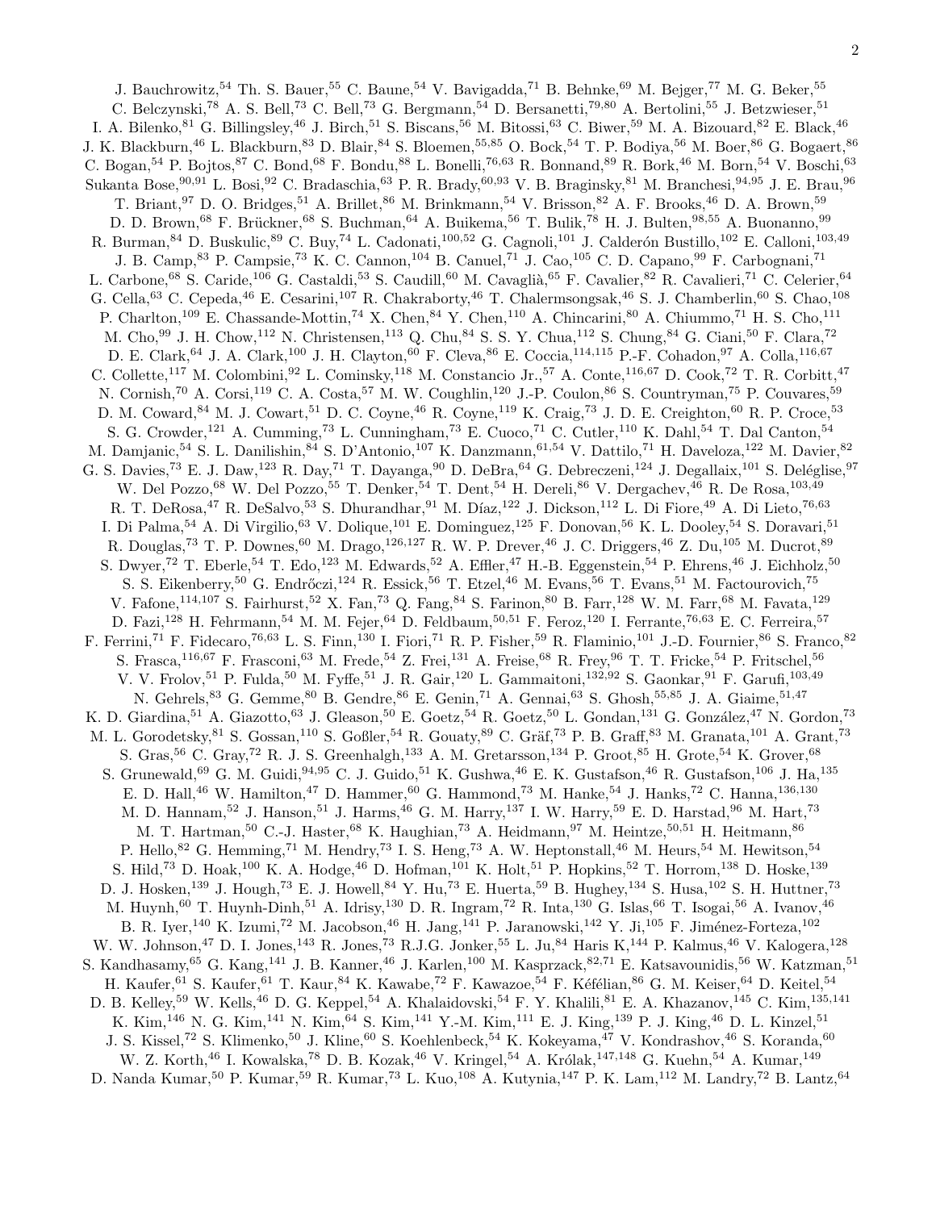J. Bauchrowitz,[54] Th. S. Bauer,[55] C. Baune,[54] V. Bavigadda,[71] B. Behnke,[69] M. Bejger,[77] M. G. Beker,[55] C. Belczynski,[78] A. S. Bell,[73] C. Bell,[73] G. Bergmann,[54] D. Bersanetti,[79,80] A. Bertolini,[55] J. Betzwieser,[51] I. A. Bilenko,[81] G. Billingsley,[46] J. Birch,[51] S. Biscans,[56] M. Bitossi,[63] C. Biwer,[59] M. A. Bizouard,[82] E. Black,[46] J. K. Blackburn,[46] L. Blackburn,[83] D. Blair,[84] S. Bloemen,[55,85] O. Bock,[54] T. P. Bodiya,[56] M. Boer,[86] G. Bogaert,[86] C. Bogan,[54] P. Bojtos,[87] C. Bond,[68] F. Bondu,[88] L. Bonelli,[76,63] R. Bonnand,[89] R. Bork,[46] M. Born,[54] V. Boschi,[63] Sukanta Bose,[90,91] L. Bosi,[92] C. Bradaschia,[63] P. R. Brady,[60,93] V. B. Braginsky,[81] M. Branchesi,[94,95] J. E. Brau,[96] T. Briant,[97] D. O. Bridges,[51] A. Brillet,[86] M. Brinkmann,[54] V. Brisson,[82] A. F. Brooks,[46] D. A. Brown,[59] D. D. Brown,[68] F. Brückner,[68] S. Buchman,[64] A. Buikema,[56] T. Bulik,[78] H. J. Bulten,[98,55] A. Buonanno,[99] R. Burman,[84] D. Buskulic,[89] C. Buy,[74] L. Cadonati,[100,52] G. Cagnoli,[101] J. Calderón Bustillo,[102] E. Calloni,[103,49] J. B. Camp,[83] P. Campsie,[73] K. C. Cannon,[104] B. Canuel,[71] J. Cao,[105] C. D. Capano,[99] F. Carbognani,[71] L. Carbone,[68] S. Caride,[106] G. Castaldi,[53] S. Caudill,[60] M. Cavaglià,[65] F. Cavalier,[82] R. Cavalieri,[71] C. Celerier,[64] G. Cella,[63] C. Cepeda,[46] E. Cesarini,[107] R. Chakraborty,[46] T. Chalermsongsak,[46] S. J. Chamberlin,[60] S. Chao,[108] P. Charlton,[109] E. Chassande-Mottin,[74] X. Chen,[84] Y. Chen,[110] A. Chincarini,[80] A. Chiummo,[71] H. S. Cho,[111] M. Cho,[99] J. H. Chow,[112] N. Christensen,[113] Q. Chu,[84] S. S. Y. Chua,[112] S. Chung,[84] G. Ciani,[50] F. Clara,[72] D. E. Clark,[64] J. A. Clark,[100] J. H. Clayton,[60] F. Cleva,[86] E. Coccia,[114,115] P.-F. Cohadon,[97] A. Colla,[116,67] C. Collette,[117] M. Colombini,[92] L. Cominsky,[118] M. Constancio Jr.,[57] A. Conte,[116,67] D. Cook,[72] T. R. Corbitt,[47] N. Cornish,[70] A. Corsi,[119] C. A. Costa,[57] M. W. Coughlin,[120] J.-P. Coulon,[86] S. Countryman,[75] P. Couvares,[59] D. M. Coward,[84] M. J. Cowart,[51] D. C. Coyne,[46] R. Coyne,[119] K. Craig,[73] J. D. E. Creighton,[60] R. P. Croce,[53] S. G. Crowder,[121] A. Cumming,[73] L. Cunningham,[73] E. Cuoco,[71] C. Cutler,[110] K. Dahl,[54] T. Dal Canton,[54] M. Damjanic,[54] S. L. Danilishin,[84] S. D'Antonio,[107] K. Danzmann,[61,54] V. Dattilo,[71] H. Daveloza,[122] M. Davier,[82] G. S. Davies,[73] E. J. Daw,[123] R. Day,[71] T. Dayanga,[90] D. DeBra,[64] G. Debreczeni,[124] J. Degallaix,[101] S. Deléglise,[97] W. Del Pozzo,[68] W. Del Pozzo,[55] T. Denker,[54] T. Dent,[54] H. Dereli,[86] V. Dergachev,[46] R. De Rosa,[103,49] R. T. DeRosa,[47] R. DeSalvo,[53] S. Dhurandhar,[91] M. Díaz,[122] J. Dickson,[112] L. Di Fiore,[49] A. Di Lieto,[76,63] I. Di Palma,[54] A. Di Virgilio,[63] V. Dolique,[101] E. Dominguez,[125] F. Donovan,[56] K. L. Dooley,[54] S. Doravari,[51] R. Douglas,[73] T. P. Downes,[60] M. Drago,[126,127] R. W. P. Drever,[46] J. C. Driggers,[46] Z. Du,[105] M. Ducrot,[89] S. Dwyer,[72] T. Eberle,[54] T. Edo,[123] M. Edwards,[52] A. Effler,[47] H.-B. Eggenstein,[54] P. Ehrens,[46] J. Eichholz,[50] S. S. Eikenberry,[50] G. Endrőczi,[124] R. Essick,[56] T. Etzel,[46] M. Evans,[56] T. Evans,[51] M. Factourovich,[75] V. Fafone,[114,107] S. Fairhurst,[52] X. Fan,[73] Q. Fang,[84] S. Farinon,[80] B. Farr,[128] W. M. Farr,[68] M. Favata,[129] D. Fazi,[128] H. Fehrmann,[54] M. M. Fejer,[64] D. Feldbaum,[50,51] F. Feroz,[120] I. Ferrante,[76,63] E. C. Ferreira,[57] F. Ferrini,[71] F. Fidecaro,[76,63] L. S. Finn,[130] I. Fiori,[71] R. P. Fisher,[59] R. Flaminio,[101] J.-D. Fournier,[86] S. Franco,[82] S. Frasca,[116,67] F. Frasconi,[63] M. Frede,[54] Z. Frei,[131] A. Freise,[68] R. Frey,[96] T. T. Fricke,[54] P. Fritschel,[56] V. V. Frolov,[51] P. Fulda,[50] M. Fyffe,[51] J. R. Gair,[120] L. Gammaitoni,[132,92] S. Gaonkar,[91] F. Garufi,[103,49] N. Gehrels,[83] G. Gemme,[80] B. Gendre,[86] E. Genin,[71] A. Gennai,[63] S. Ghosh,[55,85] J. A. Giaime,[51,47] K. D. Giardina,[51] A. Giazotto,[63] J. Gleason,[50] E. Goetz,[54] R. Goetz,[50] L. Gondan,[131] G. González,[47] N. Gordon,[73] M. L. Gorodetsky,[81] S. Gossan,[110] S. Goßler,[54] R. Gouaty,[89] C. Gräf,[73] P. B. Graff,[83] M. Granata,[101] A. Grant,[73] S. Gras,[56] C. Gray,[72] R. J. S. Greenhalgh,[133] A. M. Gretarsson,[134] P. Groot,[85] H. Grote,[54] K. Grover,[68] S. Grunewald,[69] G. M. Guidi,[94,95] C. J. Guido,[51] K. Gushwa,[46] E. K. Gustafson,[46] R. Gustafson,[106] J. Ha,[135] E. D. Hall,[46] W. Hamilton,[47] D. Hammer,[60] G. Hammond,[73] M. Hanke,[54] J. Hanks,[72] C. Hanna,[136,130] M. D. Hannam,[52] J. Hanson,[51] J. Harms,[46] G. M. Harry,[137] I. W. Harry,[59] E. D. Harstad,[96] M. Hart,[73] M. T. Hartman,[50] C.-J. Haster,[68] K. Haughian,[73] A. Heidmann,[97] M. Heintze,[50,51] H. Heitmann,[86] P. Hello,[82] G. Hemming,[71] M. Hendry,[73] I. S. Heng,[73] A. W. Heptonstall,[46] M. Heurs,[54] M. Hewitson,[54] S. Hild,[73] D. Hoak,[100] K. A. Hodge,[46] D. Hofman,[101] K. Holt,[51] P. Hopkins,[52] T. Horrom,[138] D. Hoske,[139] D. J. Hosken,[139] J. Hough,[73] E. J. Howell,[84] Y. Hu,[73] E. Huerta,[59] B. Hughey,[134] S. Husa,[102] S. H. Huttner,[73] M. Huynh,[60] T. Huynh-Dinh,[51] A. Idrisy,[130] D. R. Ingram,[72] R. Inta,[130] G. Islas,[66] T. Isogai,[56] A. Ivanov,[46] B. R. Iyer,[140] K. Izumi,[72] M. Jacobson,[46] H. Jang,[141] P. Jaranowski,[142] Y. Ji,[105] F. Jiménez-Forteza,[102] W. W. Johnson,[47] D. I. Jones,[143] R. Jones,[73] R.J.G. Jonker,[55] L. Ju,[84] Haris K,[144] P. Kalmus,[46] V. Kalogera,[128] S. Kandhasamy,[65] G. Kang,[141] J. B. Kanner,[46] J. Karlen,[100] M. Kasprzack,[82,71] E. Katsavounidis,[56] W. Katzman,[51] H. Kaufer,[61] S. Kaufer,[61] T. Kaur,[84] K. Kawabe,[72] F. Kawazoe,[54] F. Kéfélian,[86] G. M. Keiser,[64] D. Keitel,[54] D. B. Kelley,[59] W. Kells,[46] D. G. Keppel,[54] A. Khalaidovski,[54] F. Y. Khalili,[81] E. A. Khazanov,[145] C. Kim,[135,141] K. Kim,[146] N. G. Kim,[141] N. Kim,[64] S. Kim,[141] Y.-M. Kim,[111] E. J. King,[139] P. J. King,[46] D. L. Kinzel,[51] J. S. Kissel,[72] S. Klimenko,[50] J. Kline,[60] S. Koehlenbeck,[54] K. Kokeyama,[47] V. Kondrashov,[46] S. Koranda,[60] W. Z. Korth,[46] I. Kowalska,[78] D. B. Kozak,[46] V. Kringel,[54] A. Królak,[147,148] G. Kuehn,[54] A. Kumar,[149] D. Nanda Kumar,[50] P. Kumar,[59] R. Kumar,[73] L. Kuo,[108] A. Kutynia,[147] P. K. Lam,[112] M. Landry,[72] B. Lantz,[64]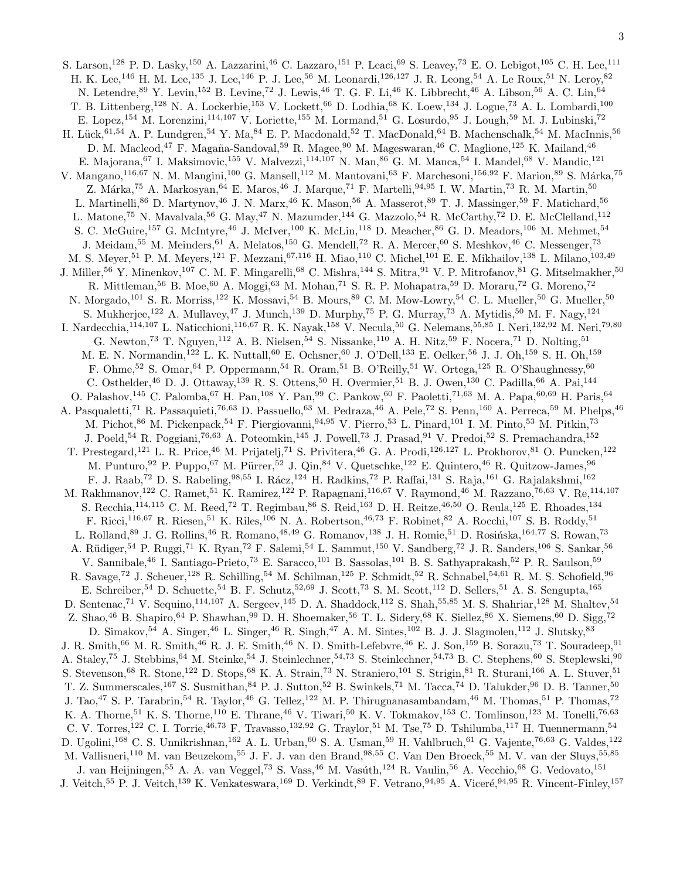S. Larson,[128] P. D. Lasky,[150] A. Lazzarini,[46] C. Lazzaro,[151] P. Leaci,[69] S. Leavey,[73] E. O. Lebigot,[105] C. H. Lee,[111] H. K. Lee,[146] H. M. Lee,[135] J. Lee,[146] P. J. Lee,[56] M. Leonardi,[126,127] J. R. Leong,[54] A. Le Roux,[51] N. Leroy,[82] N. Letendre,[89] Y. Levin,[152] B. Levine,[72] J. Lewis,[46] T. G. F. Li,[46] K. Libbrecht,[46] A. Libson,[56] A. C. Lin,[64] T. B. Littenberg,[128] N. A. Lockerbie,[153] V. Lockett,[66] D. Lodhia,[68] K. Loew,[134] J. Logue,[73] A. L. Lombardi,[100] E. Lopez,[154] M. Lorenzini,[114,107] V. Loriette,[155] M. Lormand,[51] G. Losurdo,[95] J. Lough,[59] M. J. Lubinski,[72] H. Lück,[61,54] A. P. Lundgren,[54] Y. Ma,[84] E. P. Macdonald,[52] T. MacDonald,[64] B. Machenschalk,[54] M. MacInnis,[56] D. M. Macleod,[47] F. Magaña-Sandoval,[59] R. Magee,[90] M. Mageswaran,[46] C. Maglione,[125] K. Mailand,[46] E. Majorana,[67] I. Maksimovic,[155] V. Malvezzi,[114,107] N. Man,[86] G. M. Manca,[54] I. Mandel,[68] V. Mandic,[121] V. Mangano,[116,67] N. M. Mangini,[100] G. Mansell,[112] M. Mantovani,[63] F. Marchesoni,[156,92] F. Marion,[89] S. Márka,[75] Z. Márka,[75] A. Markosyan,[64] E. Maros,[46] J. Marque,[71] F. Martelli,[94,95] I. W. Martin,[73] R. M. Martin,[50] L. Martinelli,[86] D. Martynov,[46] J. N. Marx,[46] K. Mason,[56] A. Masserot,[89] T. J. Massinger,[59] F. Matichard,[56] L. Matone,[75] N. Mavalvala,[56] G. May,[47] N. Mazumder,[144] G. Mazzolo,[54] R. McCarthy,[72] D. E. McClelland,[112] S. C. McGuire,[157] G. McIntyre,[46] J. McIver,[100] K. McLin,[118] D. Meacher,[86] G. D. Meadors,[106] M. Mehmet,[54] J. Meidam,[55] M. Meinders,[61] A. Melatos,[150] G. Mendell,[72] R. A. Mercer,[60] S. Meshkov,[46] C. Messenger,[73] M. S. Meyer,[51] P. M. Meyers,[121] F. Mezzani,[67,116] H. Miao,[110] C. Michel,[101] E. E. Mikhailov,[138] L. Milano,[103,49] J. Miller,[56] Y. Minenkov,[107] C. M. F. Mingarelli,[68] C. Mishra,[144] S. Mitra,[91] V. P. Mitrofanov,[81] G. Mitselmakher,[50] R. Mittleman,[56] B. Moe,[60] A. Moggi,[63] M. Mohan,[71] S. R. P. Mohapatra,[59] D. Moraru,[72] G. Moreno,[72] N. Morgado,[101] S. R. Morriss,[122] K. Mossavi,[54] B. Mours,[89] C. M. Mow-Lowry,[54] C. L. Mueller,[50] G. Mueller,[50] S. Mukherjee,[122] A. Mullavey,[47] J. Munch,[139] D. Murphy,[75] P. G. Murray,[73] A. Mytidis,[50] M. F. Nagy,[124] I. Nardecchia,[114,107] L. Naticchioni,[116,67] R. K. Nayak,[158] V. Necula,[50] G. Nelemans,[55,85] I. Neri,[132,92] M. Neri,[79,80] G. Newton,[73] T. Nguyen,[112] A. B. Nielsen,[54] S. Nissanke,[110] A. H. Nitz,[59] F. Nocera,[71] D. Nolting,[51] M. E. N. Normandin,[122] L. K. Nuttall,[60] E. Ochsner,[60] J. O'Dell,[133] E. Oelker,[56] J. J. Oh,[159] S. H. Oh,[159] F. Ohme,[52] S. Omar,[64] P. Oppermann,[54] R. Oram,[51] B. O'Reilly,[51] W. Ortega,[125] R. O'Shaughnessy,[60] C. Osthelder,[46] D. J. Ottaway,[139] R. S. Ottens,[50] H. Overmier,[51] B. J. Owen,[130] C. Padilla,[66] A. Pai,[144] O. Palashov,[145] C. Palomba,[67] H. Pan,[108] Y. Pan,[99] C. Pankow,[60] F. Paoletti,[71,63] M. A. Papa,[60,69] H. Paris,[64] A. Pasqualetti,[71] R. Passaquieti,[76,63] D. Passuello,[63] M. Pedraza,[46] A. Pele,[72] S. Penn,[160] A. Perreca,[59] M. Phelps,[46] M. Pichot,[86] M. Pickenpack,[54] F. Piergiovanni,[94,95] V. Pierro,[53] L. Pinard,[101] I. M. Pinto,[53] M. Pitkin,[73] J. Poeld,[54] R. Poggiani,[76,63] A. Poteomkin,[145] J. Powell,[73] J. Prasad,[91] V. Predoi,[52] S. Premachandra,[152] T. Prestegard,[121] L. R. Price,[46] M. Prijatelj,[71] S. Privitera,[46] G. A. Prodi,[126,127] L. Prokhorov,[81] O. Puncken,[122] M. Punturo,[92] P. Puppo,[67] M. Pürrer,[52] J. Qin,[84] V. Quetschke,[122] E. Quintero,[46] R. Quitzow-James,[96] F. J. Raab,[72] D. S. Rabeling,[98,55] I. Rácz,[124] H. Radkins,[72] P. Raffai,[131] S. Raja,[161] G. Rajalakshmi,[162] M. Rakhmanov,[122] C. Ramet,[51] K. Ramirez,[122] P. Rapagnani,[116,67] V. Raymond,[46] M. Razzano,[76,63] V. Re,[114,107] S. Recchia,[114,115] C. M. Reed,[72] T. Regimbau,[86] S. Reid,[163] D. H. Reitze,[46,50] O. Reula,[125] E. Rhoades,[134] F. Ricci,[116,67] R. Riesen,[51] K. Riles,[106] N. A. Robertson,[46,73] F. Robinet,[82] A. Rocchi,[107] S. B. Roddy,[51] L. Rolland,[89] J. G. Rollins,[46] R. Romano,[48,49] G. Romanov,[138] J. H. Romie,[51] D. Rosińska,[164,77] S. Rowan,[73] A. Rüdiger,[54] P. Ruggi,[71] K. Ryan,[72] F. Salemi,[54] L. Sammut,[150] V. Sandberg,[72] J. R. Sanders,[106] S. Sankar,[56] V. Sannibale,[46] I. Santiago-Prieto,[73] E. Saracco,[101] B. Sassolas,[101] B. S. Sathyaprakash,[52] P. R. Saulson,[59] R. Savage,[72] J. Scheuer,[128] R. Schilling,[54] M. Schilman,[125] P. Schmidt,[52] R. Schnabel,[54,61] R. M. S. Schofield,[96] E. Schreiber,[54] D. Schuette,[54] B. F. Schutz,[52,69] J. Scott,[73] S. M. Scott,[112] D. Sellers,[51] A. S. Sengupta,[165] D. Sentenac,[71] V. Sequino,[114,107] A. Sergeev,[145] D. A. Shaddock,[112] S. Shah,[55,85] M. S. Shahriar,[128] M. Shaltev,[54] Z. Shao,[46] B. Shapiro,[64] P. Shawhan,[99] D. H. Shoemaker,[56] T. L. Sidery,[68] K. Siellez,[86] X. Siemens,[60] D. Sigg,[72] D. Simakov,[54] A. Singer,[46] L. Singer,[46] R. Singh,[47] A. M. Sintes,[102] B. J. J. Slagmolen,[112] J. Slutsky,[83] J. R. Smith,[66] M. R. Smith,[46] R. J. E. Smith,[46] N. D. Smith-Lefebvre,[46] E. J. Son,[159] B. Sorazu,[73] T. Souradeep,[91] A. Staley,[75] J. Stebbins,[64] M. Steinke,[54] J. Steinlechner,[54,73] S. Steinlechner,[54,73] B. C. Stephens,[60] S. Steplewski,[90] S. Stevenson,[68] R. Stone,[122] D. Stops,[68] K. A. Strain,[73] N. Straniero,[101] S. Strigin,[81] R. Sturani,[166] A. L. Stuver,[51] T. Z. Summerscales,[167] S. Susmithan,[84] P. J. Sutton,[52] B. Swinkels,[71] M. Tacca,[74] D. Talukder,[96] D. B. Tanner,[50] J. Tao,[47] S. P. Tarabrin,[54] R. Taylor,[46] G. Tellez,[122] M. P. Thirugnanasambandam,[46] M. Thomas,[51] P. Thomas,[72] K. A. Thorne,[51] K. S. Thorne,[110] E. Thrane,[46] V. Tiwari,[50] K. V. Tokmakov,[153] C. Tomlinson,[123] M. Tonelli,[76,63] C. V. Torres,[122] C. I. Torrie,[46,73] F. Travasso,[132,92] G. Traylor,[51] M. Tse,[75] D. Tshilumba,[117] H. Tuennermann,[54] D. Ugolini,[168] C. S. Unnikrishnan,[162] A. L. Urban,[60] S. A. Usman,[59] H. Vahlbruch,[61] G. Vajente,[76,63] G. Valdes,[122] M. Vallisneri,[110] M. van Beuzekom,[55] J. F. J. van den Brand,[98,55] C. Van Den Broeck,[55] M. V. van der Sluys,[55,85] J. van Heijningen,[55] A. A. van Veggel,[73] S. Vass,[46] M. Vasúth,[124] R. Vaulin,[56] A. Vecchio,[68] G. Vedovato,[151] J. Veitch,[55] P. J. Veitch,[139] K. Venkateswara,[169] D. Verkindt,[89] F. Vetrano,[94,95] A. Viceré,[94,95] R. Vincent-Finley,[157]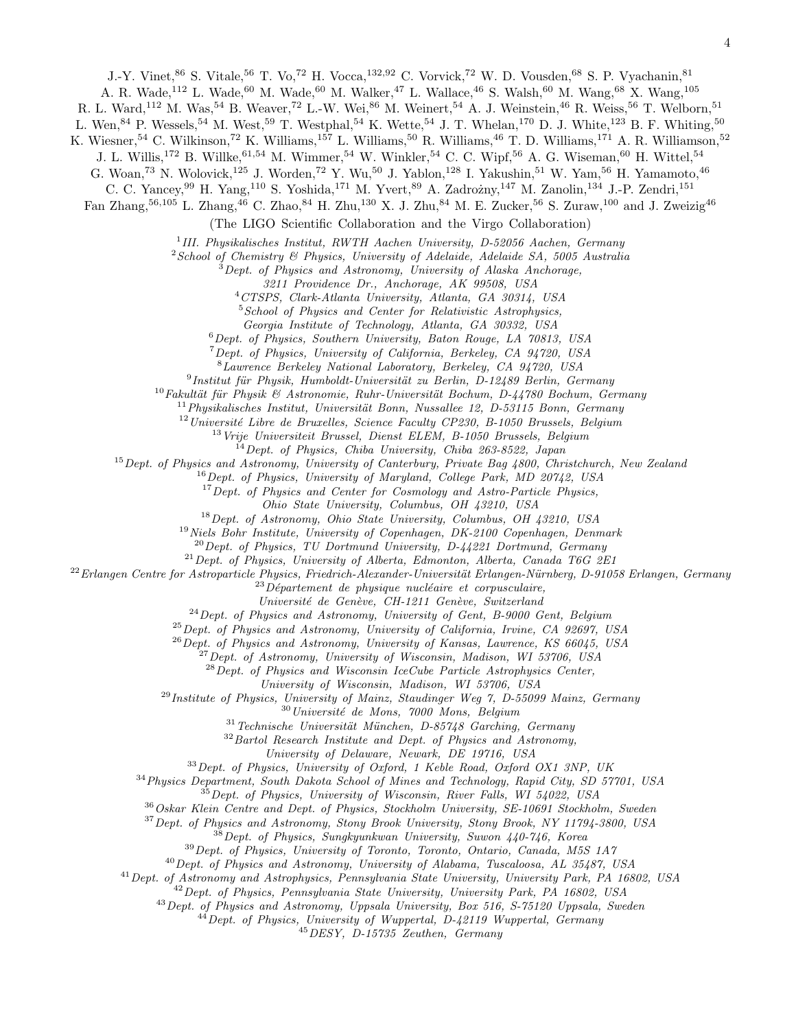J.-Y. Vinet,[86] S. Vitale,[56] T. Vo,[72] H. Vocca,[132,92] C. Vorvick,[72] W. D. Vousden,[68] S. P. Vyachanin,[81]
A. R. Wade,[112] L. Wade,[60] M. Wade,[60] M. Walker,[47] L. Wallace,[46] S. Walsh,[60] M. Wang,[68] X. Wang,[105]
R. L. Ward,[112] M. Was,[54] B. Weaver,[72] L.-W. Wei,[86] M. Weinert,[54] A. J. Weinstein,[46] R. Weiss,[56] T. Welborn,[51]
L. Wen,[84] P. Wessels,[54] M. West,[59] T. Westphal,[54] K. Wette,[54] J. T. Whelan,[170] D. J. White,[123] B. F. Whiting,[50]
K. Wiesner,[54] C. Wilkinson,[72] K. Williams,[157] L. Williams,[50] R. Williams,[46] T. D. Williams,[171] A. R. Williamson,[52]
J. L. Willis,[172] B. Willke,[61,54] M. Wimmer,[54] W. Winkler,[54] C. C. Wipf,[56] A. G. Wiseman,[60] H. Wittel,[54]
G. Woan,[73] N. Wolovick,[125] J. Worden,[72] Y. Wu,[50] J. Yablon,[128] I. Yakushin,[51] W. Yam,[56] H. Yamamoto,[46]
C. C. Yancey,[99] H. Yang,[110] S. Yoshida,[171] M. Yvert,[89] A. Zadrożny,[147] M. Zanolin,[134] J.-P. Zendri,[151]
Fan Zhang,[56,105] L. Zhang,[46] C. Zhao,[84] H. Zhu,[130] X. J. Zhu,[84] M. E. Zucker,[56] S. Zuraw,[100] and J. Zweizig[46]

(The LIGO Scientific Collaboration and the Virgo Collaboration)

[1] *III. Physikalisches Institut, RWTH Aachen University, D-52056 Aachen, Germany*
[2] *School of Chemistry & Physics, University of Adelaide, Adelaide SA, 5005 Australia*
[3] *Dept. of Physics and Astronomy, University of Alaska Anchorage, 3211 Providence Dr., Anchorage, AK 99508, USA*
[4] *CTSPS, Clark-Atlanta University, Atlanta, GA 30314, USA*
[5] *School of Physics and Center for Relativistic Astrophysics, Georgia Institute of Technology, Atlanta, GA 30332, USA*
[6] *Dept. of Physics, Southern University, Baton Rouge, LA 70813, USA*
[7] *Dept. of Physics, University of California, Berkeley, CA 94720, USA*
[8] *Lawrence Berkeley National Laboratory, Berkeley, CA 94720, USA*
[9] *Institut für Physik, Humboldt-Universität zu Berlin, D-12489 Berlin, Germany*
[10] *Fakultät für Physik & Astronomie, Ruhr-Universität Bochum, D-44780 Bochum, Germany*
[11] *Physikalisches Institut, Universität Bonn, Nussallee 12, D-53115 Bonn, Germany*
[12] *Université Libre de Bruxelles, Science Faculty CP230, B-1050 Brussels, Belgium*
[13] *Vrije Universiteit Brussel, Dienst ELEM, B-1050 Brussels, Belgium*
[14] *Dept. of Physics, Chiba University, Chiba 263-8522, Japan*
[15] *Dept. of Physics and Astronomy, University of Canterbury, Private Bag 4800, Christchurch, New Zealand*
[16] *Dept. of Physics, University of Maryland, College Park, MD 20742, USA*
[17] *Dept. of Physics and Center for Cosmology and Astro-Particle Physics, Ohio State University, Columbus, OH 43210, USA*
[18] *Dept. of Astronomy, Ohio State University, Columbus, OH 43210, USA*
[19] *Niels Bohr Institute, University of Copenhagen, DK-2100 Copenhagen, Denmark*
[20] *Dept. of Physics, TU Dortmund University, D-44221 Dortmund, Germany*
[21] *Dept. of Physics, University of Alberta, Edmonton, Alberta, Canada T6G 2E1*
[22] *Erlangen Centre for Astroparticle Physics, Friedrich-Alexander-Universität Erlangen-Nürnberg, D-91058 Erlangen, Germany*
[23] *Département de physique nucléaire et corpusculaire, Université de Genève, CH-1211 Genève, Switzerland*
[24] *Dept. of Physics and Astronomy, University of Gent, B-9000 Gent, Belgium*
[25] *Dept. of Physics and Astronomy, University of California, Irvine, CA 92697, USA*
[26] *Dept. of Physics and Astronomy, University of Kansas, Lawrence, KS 66045, USA*
[27] *Dept. of Astronomy, University of Wisconsin, Madison, WI 53706, USA*
[28] *Dept. of Physics and Wisconsin IceCube Particle Astrophysics Center, University of Wisconsin, Madison, WI 53706, USA*
[29] *Institute of Physics, University of Mainz, Staudinger Weg 7, D-55099 Mainz, Germany*
[30] *Université de Mons, 7000 Mons, Belgium*
[31] *Technische Universität München, D-85748 Garching, Germany*
[32] *Bartol Research Institute and Dept. of Physics and Astronomy, University of Delaware, Newark, DE 19716, USA*
[33] *Dept. of Physics, University of Oxford, 1 Keble Road, Oxford OX1 3NP, UK*
[34] *Physics Department, South Dakota School of Mines and Technology, Rapid City, SD 57701, USA*
[35] *Dept. of Physics, University of Wisconsin, River Falls, WI 54022, USA*
[36] *Oskar Klein Centre and Dept. of Physics, Stockholm University, SE-10691 Stockholm, Sweden*
[37] *Dept. of Physics and Astronomy, Stony Brook University, Stony Brook, NY 11794-3800, USA*
[38] *Dept. of Physics, Sungkyunkwan University, Suwon 440-746, Korea*
[39] *Dept. of Physics, University of Toronto, Toronto, Ontario, Canada, M5S 1A7*
[40] *Dept. of Physics and Astronomy, University of Alabama, Tuscaloosa, AL 35487, USA*
[41] *Dept. of Astronomy and Astrophysics, Pennsylvania State University, University Park, PA 16802, USA*
[42] *Dept. of Physics, Pennsylvania State University, University Park, PA 16802, USA*
[43] *Dept. of Physics and Astronomy, Uppsala University, Box 516, S-75120 Uppsala, Sweden*
[44] *Dept. of Physics, University of Wuppertal, D-42119 Wuppertal, Germany*
[45] *DESY, D-15735 Zeuthen, Germany*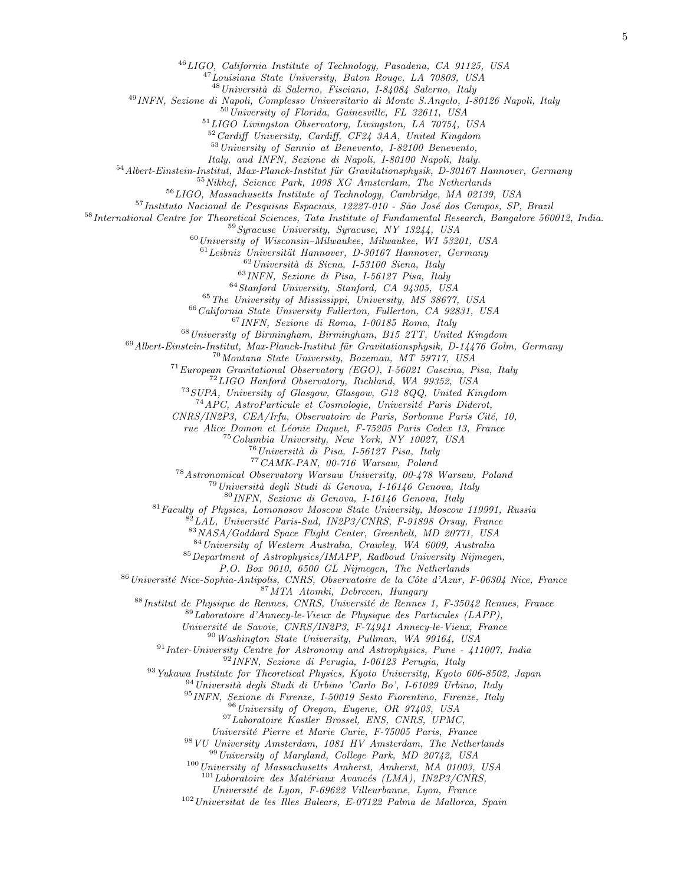[46]*LIGO, California Institute of Technology, Pasadena, CA 91125, USA*
[47]*Louisiana State University, Baton Rouge, LA 70803, USA*
[48]*Università di Salerno, Fisciano, I-84084 Salerno, Italy*
[49]*INFN, Sezione di Napoli, Complesso Universitario di Monte S.Angelo, I-80126 Napoli, Italy*
[50]*University of Florida, Gainesville, FL 32611, USA*
[51]*LIGO Livingston Observatory, Livingston, LA 70754, USA*
[52]*Cardiff University, Cardiff, CF24 3AA, United Kingdom*
[53]*University of Sannio at Benevento, I-82100 Benevento, Italy, and INFN, Sezione di Napoli, I-80100 Napoli, Italy.*
[54]*Albert-Einstein-Institut, Max-Planck-Institut für Gravitationsphysik, D-30167 Hannover, Germany*
[55]*Nikhef, Science Park, 1098 XG Amsterdam, The Netherlands*
[56]*LIGO, Massachusetts Institute of Technology, Cambridge, MA 02139, USA*
[57]*Instituto Nacional de Pesquisas Espaciais, 12227-010 - São José dos Campos, SP, Brazil*
[58]*International Centre for Theoretical Sciences, Tata Institute of Fundamental Research, Bangalore 560012, India.*
[59]*Syracuse University, Syracuse, NY 13244, USA*
[60]*University of Wisconsin–Milwaukee, Milwaukee, WI 53201, USA*
[61]*Leibniz Universität Hannover, D-30167 Hannover, Germany*
[62]*Università di Siena, I-53100 Siena, Italy*
[63]*INFN, Sezione di Pisa, I-56127 Pisa, Italy*
[64]*Stanford University, Stanford, CA 94305, USA*
[65]*The University of Mississippi, University, MS 38677, USA*
[66]*California State University Fullerton, Fullerton, CA 92831, USA*
[67]*INFN, Sezione di Roma, I-00185 Roma, Italy*
[68]*University of Birmingham, Birmingham, B15 2TT, United Kingdom*
[69]*Albert-Einstein-Institut, Max-Planck-Institut für Gravitationsphysik, D-14476 Golm, Germany*
[70]*Montana State University, Bozeman, MT 59717, USA*
[71]*European Gravitational Observatory (EGO), I-56021 Cascina, Pisa, Italy*
[72]*LIGO Hanford Observatory, Richland, WA 99352, USA*
[73]*SUPA, University of Glasgow, Glasgow, G12 8QQ, United Kingdom*
[74]*APC, AstroParticule et Cosmologie, Université Paris Diderot, CNRS/IN2P3, CEA/Irfu, Observatoire de Paris, Sorbonne Paris Cité, 10, rue Alice Domon et Léonie Duquet, F-75205 Paris Cedex 13, France*
[75]*Columbia University, New York, NY 10027, USA*
[76]*Università di Pisa, I-56127 Pisa, Italy*
[77]*CAMK-PAN, 00-716 Warsaw, Poland*
[78]*Astronomical Observatory Warsaw University, 00-478 Warsaw, Poland*
[79]*Università degli Studi di Genova, I-16146 Genova, Italy*
[80]*INFN, Sezione di Genova, I-16146 Genova, Italy*
[81]*Faculty of Physics, Lomonosov Moscow State University, Moscow 119991, Russia*
[82]*LAL, Université Paris-Sud, IN2P3/CNRS, F-91898 Orsay, France*
[83]*NASA/Goddard Space Flight Center, Greenbelt, MD 20771, USA*
[84]*University of Western Australia, Crawley, WA 6009, Australia*
[85]*Department of Astrophysics/IMAPP, Radboud University Nijmegen, P.O. Box 9010, 6500 GL Nijmegen, The Netherlands*
[86]*Université Nice-Sophia-Antipolis, CNRS, Observatoire de la Côte d'Azur, F-06304 Nice, France*
[87]*MTA Atomki, Debrecen, Hungary*
[88]*Institut de Physique de Rennes, CNRS, Université de Rennes 1, F-35042 Rennes, France*
[89]*Laboratoire d'Annecy-le-Vieux de Physique des Particules (LAPP), Université de Savoie, CNRS/IN2P3, F-74941 Annecy-le-Vieux, France*
[90]*Washington State University, Pullman, WA 99164, USA*
[91]*Inter-University Centre for Astronomy and Astrophysics, Pune - 411007, India*
[92]*INFN, Sezione di Perugia, I-06123 Perugia, Italy*
[93]*Yukawa Institute for Theoretical Physics, Kyoto University, Kyoto 606-8502, Japan*
[94]*Università degli Studi di Urbino 'Carlo Bo', I-61029 Urbino, Italy*
[95]*INFN, Sezione di Firenze, I-50019 Sesto Fiorentino, Firenze, Italy*
[96]*University of Oregon, Eugene, OR 97403, USA*
[97]*Laboratoire Kastler Brossel, ENS, CNRS, UPMC, Université Pierre et Marie Curie, F-75005 Paris, France*
[98]*VU University Amsterdam, 1081 HV Amsterdam, The Netherlands*
[99]*University of Maryland, College Park, MD 20742, USA*
[100]*University of Massachusetts Amherst, Amherst, MA 01003, USA*
[101]*Laboratoire des Matériaux Avancés (LMA), IN2P3/CNRS, Université de Lyon, F-69622 Villeurbanne, Lyon, France*
[102]*Universitat de les Illes Balears, E-07122 Palma de Mallorca, Spain*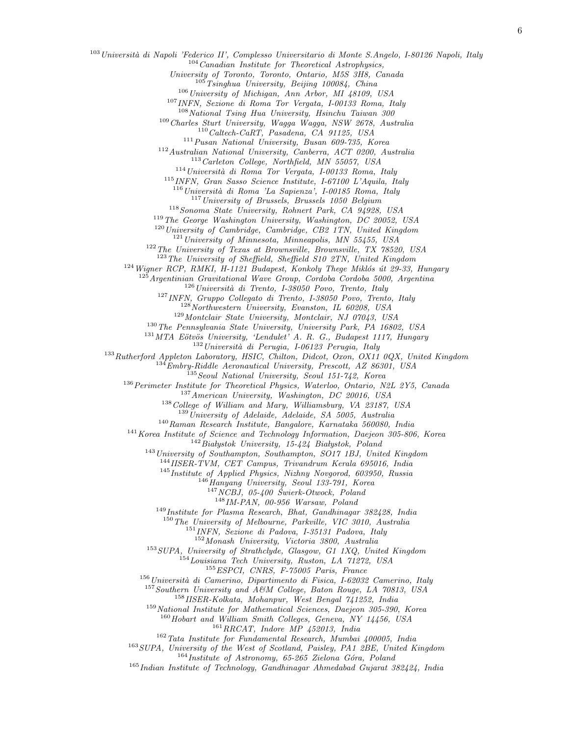[103]*Università di Napoli 'Federico II', Complesso Universitario di Monte S.Angelo, I-80126 Napoli, Italy*
[104]*Canadian Institute for Theoretical Astrophysics, University of Toronto, Toronto, Ontario, M5S 3H8, Canada*
[105]*Tsinghua University, Beijing 100084, China*
[106]*University of Michigan, Ann Arbor, MI 48109, USA*
[107]*INFN, Sezione di Roma Tor Vergata, I-00133 Roma, Italy*
[108]*National Tsing Hua University, Hsinchu Taiwan 300*
[109]*Charles Sturt University, Wagga Wagga, NSW 2678, Australia*
[110]*Caltech-CaRT, Pasadena, CA 91125, USA*
[111]*Pusan National University, Busan 609-735, Korea*
[112]*Australian National University, Canberra, ACT 0200, Australia*
[113]*Carleton College, Northfield, MN 55057, USA*
[114]*Università di Roma Tor Vergata, I-00133 Roma, Italy*
[115]*INFN, Gran Sasso Science Institute, I-67100 L'Aquila, Italy*
[116]*Università di Roma 'La Sapienza', I-00185 Roma, Italy*
[117]*University of Brussels, Brussels 1050 Belgium*
[118]*Sonoma State University, Rohnert Park, CA 94928, USA*
[119]*The George Washington University, Washington, DC 20052, USA*
[120]*University of Cambridge, Cambridge, CB2 1TN, United Kingdom*
[121]*University of Minnesota, Minneapolis, MN 55455, USA*
[122]*The University of Texas at Brownsville, Brownsville, TX 78520, USA*
[123]*The University of Sheffield, Sheffield S10 2TN, United Kingdom*
[124]*Wigner RCP, RMKI, H-1121 Budapest, Konkoly Thege Miklós út 29-33, Hungary*
[125]*Argentinian Gravitational Wave Group, Cordoba Cordoba 5000, Argentina*
[126]*Università di Trento, I-38050 Povo, Trento, Italy*
[127]*INFN, Gruppo Collegato di Trento, I-38050 Povo, Trento, Italy*
[128]*Northwestern University, Evanston, IL 60208, USA*
[129]*Montclair State University, Montclair, NJ 07043, USA*
[130]*The Pennsylvania State University, University Park, PA 16802, USA*
[131]*MTA Eötvös University, 'Lendulet' A. R. G., Budapest 1117, Hungary*
[132]*Università di Perugia, I-06123 Perugia, Italy*
[133]*Rutherford Appleton Laboratory, HSIC, Chilton, Didcot, Oxon, OX11 0QX, United Kingdom*
[134]*Embry-Riddle Aeronautical University, Prescott, AZ 86301, USA*
[135]*Seoul National University, Seoul 151-742, Korea*
[136]*Perimeter Institute for Theoretical Physics, Waterloo, Ontario, N2L 2Y5, Canada*
[137]*American University, Washington, DC 20016, USA*
[138]*College of William and Mary, Williamsburg, VA 23187, USA*
[139]*University of Adelaide, Adelaide, SA 5005, Australia*
[140]*Raman Research Institute, Bangalore, Karnataka 560080, India*
[141]*Korea Institute of Science and Technology Information, Daejeon 305-806, Korea*
[142]*Białystok University, 15-424 Białystok, Poland*
[143]*University of Southampton, Southampton, SO17 1BJ, United Kingdom*
[144]*IISER-TVM, CET Campus, Trivandrum Kerala 695016, India*
[145]*Institute of Applied Physics, Nizhny Novgorod, 603950, Russia*
[146]*Hanyang University, Seoul 133-791, Korea*
[147]*NCBJ, 05-400 Świerk-Otwock, Poland*
[148]*IM-PAN, 00-956 Warsaw, Poland*
[149]*Institute for Plasma Research, Bhat, Gandhinagar 382428, India*
[150]*The University of Melbourne, Parkville, VIC 3010, Australia*
[151]*INFN, Sezione di Padova, I-35131 Padova, Italy*
[152]*Monash University, Victoria 3800, Australia*
[153]*SUPA, University of Strathclyde, Glasgow, G1 1XQ, United Kingdom*
[154]*Louisiana Tech University, Ruston, LA 71272, USA*
[155]*ESPCI, CNRS, F-75005 Paris, France*
[156]*Università di Camerino, Dipartimento di Fisica, I-62032 Camerino, Italy*
[157]*Southern University and A&M College, Baton Rouge, LA 70813, USA*
[158]*IISER-Kolkata, Mohanpur, West Bengal 741252, India*
[159]*National Institute for Mathematical Sciences, Daejeon 305-390, Korea*
[160]*Hobart and William Smith Colleges, Geneva, NY 14456, USA*
[161]*RRCAT, Indore MP 452013, India*
[162]*Tata Institute for Fundamental Research, Mumbai 400005, India*
[163]*SUPA, University of the West of Scotland, Paisley, PA1 2BE, United Kingdom*
[164]*Institute of Astronomy, 65-265 Zielona Góra, Poland*
[165]*Indian Institute of Technology, Gandhinagar Ahmedabad Gujarat 382424, India*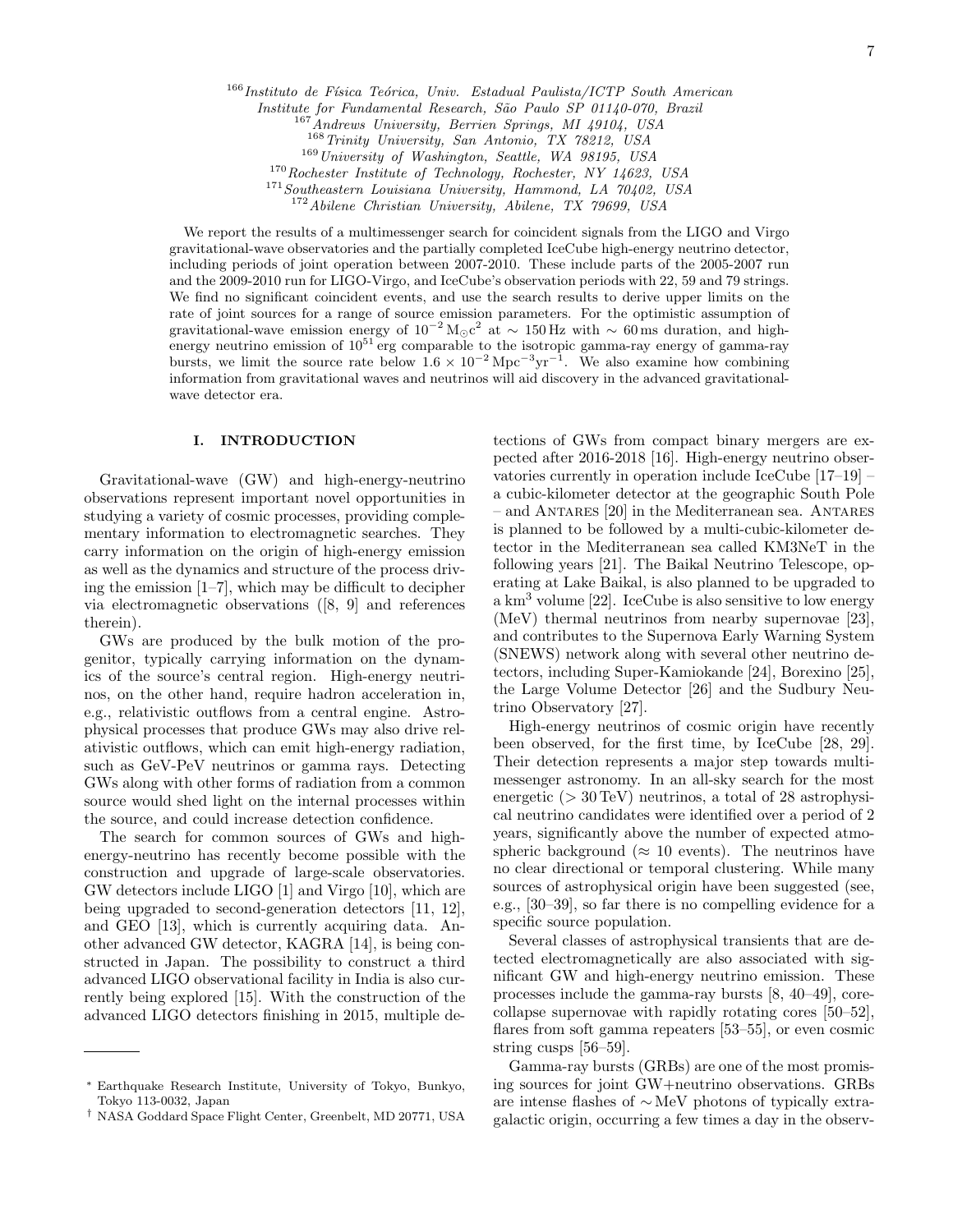[166] *Instituto de Física Teórica, Univ. Estadual Paulista/ICTP South American Institute for Fundamental Research, São Paulo SP 01140-070, Brazil*
[167] *Andrews University, Berrien Springs, MI 49104, USA*
[168] *Trinity University, San Antonio, TX 78212, USA*
[169] *University of Washington, Seattle, WA 98195, USA*
[170] *Rochester Institute of Technology, Rochester, NY 14623, USA*
[171] *Southeastern Louisiana University, Hammond, LA 70402, USA*
[172] *Abilene Christian University, Abilene, TX 79699, USA*

We report the results of a multimessenger search for coincident signals from the LIGO and Virgo gravitational-wave observatories and the partially completed IceCube high-energy neutrino detector, including periods of joint operation between 2007-2010. These include parts of the 2005-2007 run and the 2009-2010 run for LIGO-Virgo, and IceCube's observation periods with 22, 59 and 79 strings. We find no significant coincident events, and use the search results to derive upper limits on the rate of joint sources for a range of source emission parameters. For the optimistic assumption of gravitational-wave emission energy of $10^{-2}\,\mathrm{M}_{\odot}\mathrm{c}^2$ at $\sim 150\,\mathrm{Hz}$ with $\sim 60\,\mathrm{ms}$ duration, and high-energy neutrino emission of $10^{51}$ erg comparable to the isotropic gamma-ray energy of gamma-ray bursts, we limit the source rate below $1.6\times10^{-2}\,\mathrm{Mpc}^{-3}\mathrm{yr}^{-1}$. We also examine how combining information from gravitational waves and neutrinos will aid discovery in the advanced gravitational-wave detector era.

## I. INTRODUCTION

Gravitational-wave (GW) and high-energy-neutrino observations represent important novel opportunities in studying a variety of cosmic processes, providing complementary information to electromagnetic searches. They carry information on the origin of high-energy emission as well as the dynamics and structure of the process driving the emission [1–7], which may be difficult to decipher via electromagnetic observations ([8, 9] and references therein).

GWs are produced by the bulk motion of the progenitor, typically carrying information on the dynamics of the source's central region. High-energy neutrinos, on the other hand, require hadron acceleration in, e.g., relativistic outflows from a central engine. Astrophysical processes that produce GWs may also drive relativistic outflows, which can emit high-energy radiation, such as GeV-PeV neutrinos or gamma rays. Detecting GWs along with other forms of radiation from a common source would shed light on the internal processes within the source, and could increase detection confidence.

The search for common sources of GWs and high-energy-neutrino has recently become possible with the construction and upgrade of large-scale observatories. GW detectors include LIGO [1] and Virgo [10], which are being upgraded to second-generation detectors [11, 12], and GEO [13], which is currently acquiring data. Another advanced GW detector, KAGRA [14], is being constructed in Japan. The possibility to construct a third advanced LIGO observational facility in India is also currently being explored [15]. With the construction of the advanced LIGO detectors finishing in 2015, multiple detections of GWs from compact binary mergers are expected after 2016-2018 [16]. High-energy neutrino observatories currently in operation include IceCube [17–19] – a cubic-kilometer detector at the geographic South Pole – and ANTARES [20] in the Mediterranean sea. ANTARES is planned to be followed by a multi-cubic-kilometer detector in the Mediterranean sea called KM3NeT in the following years [21]. The Baikal Neutrino Telescope, operating at Lake Baikal, is also planned to be upgraded to a $\mathrm{km}^3$ volume [22]. IceCube is also sensitive to low energy (MeV) thermal neutrinos from nearby supernovae [23], and contributes to the Supernova Early Warning System (SNEWS) network along with several other neutrino detectors, including Super-Kamiokande [24], Borexino [25], the Large Volume Detector [26] and the Sudbury Neutrino Observatory [27].

High-energy neutrinos of cosmic origin have recently been observed, for the first time, by IceCube [28, 29]. Their detection represents a major step towards multimessenger astronomy. In an all-sky search for the most energetic ($> 30\,\mathrm{TeV}$) neutrinos, a total of 28 astrophysical neutrino candidates were identified over a period of 2 years, significantly above the number of expected atmospheric background ($\approx 10$ events). The neutrinos have no clear directional or temporal clustering. While many sources of astrophysical origin have been suggested (see, e.g., [30–39], so far there is no compelling evidence for a specific source population.

Several classes of astrophysical transients that are detected electromagnetically are also associated with significant GW and high-energy neutrino emission. These processes include the gamma-ray bursts [8, 40–49], core-collapse supernovae with rapidly rotating cores [50–52], flares from soft gamma repeaters [53–55], or even cosmic string cusps [56–59].

Gamma-ray bursts (GRBs) are one of the most promising sources for joint GW+neutrino observations. GRBs are intense flashes of $\sim$MeV photons of typically extragalactic origin, occurring a few times a day in the observ-

* Earthquake Research Institute, University of Tokyo, Bunkyo, Tokyo 113-0032, Japan

† NASA Goddard Space Flight Center, Greenbelt, MD 20771, USA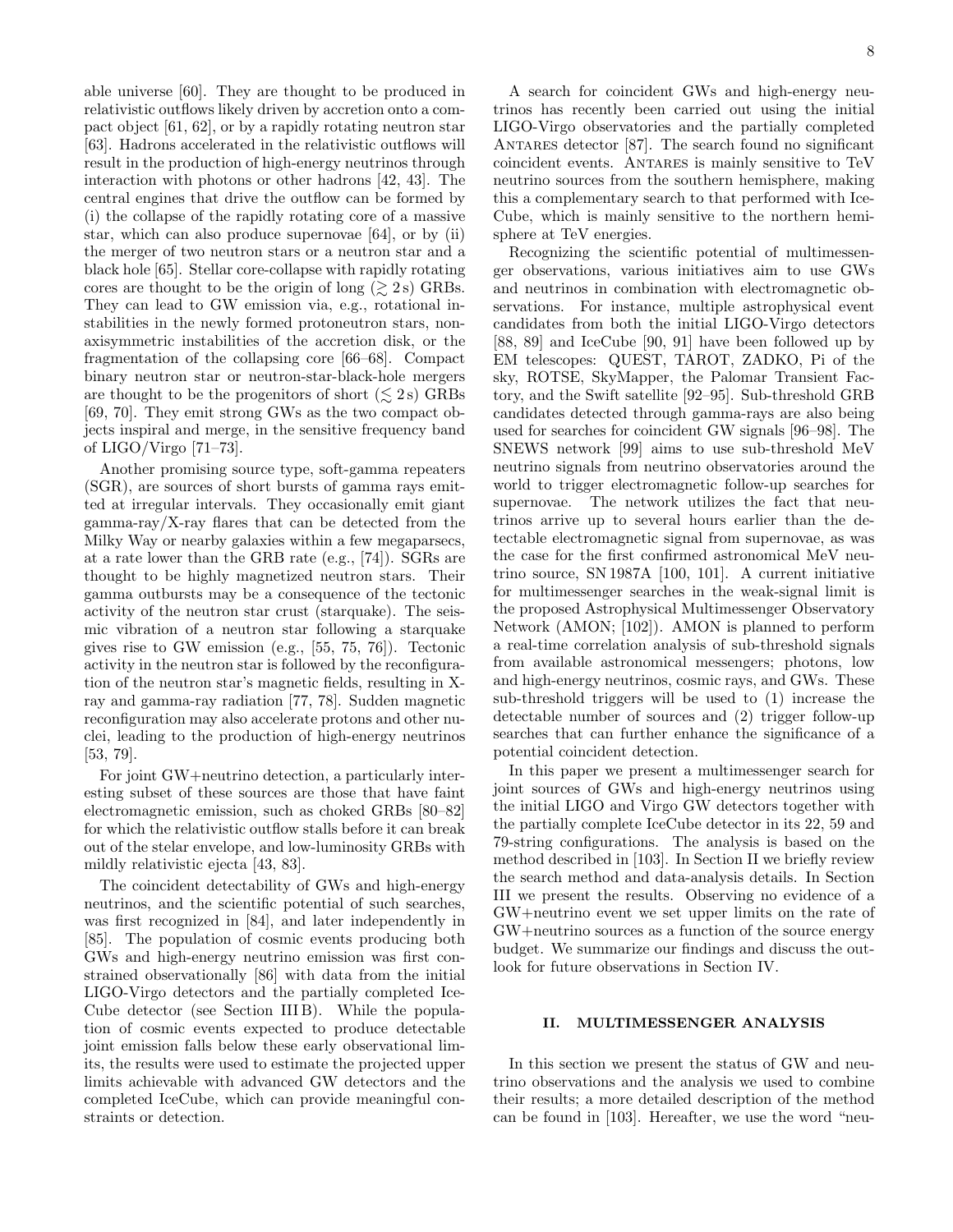able universe [60]. They are thought to be produced in relativistic outflows likely driven by accretion onto a compact object [61, 62], or by a rapidly rotating neutron star [63]. Hadrons accelerated in the relativistic outflows will result in the production of high-energy neutrinos through interaction with photons or other hadrons [42, 43]. The central engines that drive the outflow can be formed by (i) the collapse of the rapidly rotating core of a massive star, which can also produce supernovae [64], or by (ii) the merger of two neutron stars or a neutron star and a black hole [65]. Stellar core-collapse with rapidly rotating cores are thought to be the origin of long ($\gtrsim 2$ s) GRBs. They can lead to GW emission via, e.g., rotational instabilities in the newly formed protoneutron stars, non-axisymmetric instabilities of the accretion disk, or the fragmentation of the collapsing core [66–68]. Compact binary neutron star or neutron-star-black-hole mergers are thought to be the progenitors of short ($\lesssim 2$ s) GRBs [69, 70]. They emit strong GWs as the two compact objects inspiral and merge, in the sensitive frequency band of LIGO/Virgo [71–73].

Another promising source type, soft-gamma repeaters (SGR), are sources of short bursts of gamma rays emitted at irregular intervals. They occasionally emit giant gamma-ray/X-ray flares that can be detected from the Milky Way or nearby galaxies within a few megaparsecs, at a rate lower than the GRB rate (e.g., [74]). SGRs are thought to be highly magnetized neutron stars. Their gamma outbursts may be a consequence of the tectonic activity of the neutron star crust (starquake). The seismic vibration of a neutron star following a starquake gives rise to GW emission (e.g., [55, 75, 76]). Tectonic activity in the neutron star is followed by the reconfiguration of the neutron star's magnetic fields, resulting in X-ray and gamma-ray radiation [77, 78]. Sudden magnetic reconfiguration may also accelerate protons and other nuclei, leading to the production of high-energy neutrinos [53, 79].

For joint GW+neutrino detection, a particularly interesting subset of these sources are those that have faint electromagnetic emission, such as choked GRBs [80–82] for which the relativistic outflow stalls before it can break out of the stellar envelope, and low-luminosity GRBs with mildly relativistic ejecta [43, 83].

The coincident detectability of GWs and high-energy neutrinos, and the scientific potential of such searches, was first recognized in [84], and later independently in [85]. The population of cosmic events producing both GWs and high-energy neutrino emission was first constrained observationally [86] with data from the initial LIGO-Virgo detectors and the partially completed IceCube detector (see Section III B). While the population of cosmic events expected to produce detectable joint emission falls below these early observational limits, the results were used to estimate the projected upper limits achievable with advanced GW detectors and the completed IceCube, which can provide meaningful constraints or detection.

A search for coincident GWs and high-energy neutrinos has recently been carried out using the initial LIGO-Virgo observatories and the partially completed ANTARES detector [87]. The search found no significant coincident events. ANTARES is mainly sensitive to TeV neutrino sources from the southern hemisphere, making this a complementary search to that performed with IceCube, which is mainly sensitive to the northern hemisphere at TeV energies.

Recognizing the scientific potential of multimessenger observations, various initiatives aim to use GWs and neutrinos in combination with electromagnetic observations. For instance, multiple astrophysical event candidates from both the initial LIGO-Virgo detectors [88, 89] and IceCube [90, 91] have been followed up by EM telescopes: QUEST, TAROT, ZADKO, Pi of the sky, ROTSE, SkyMapper, the Palomar Transient Factory, and the Swift satellite [92–95]. Sub-threshold GRB candidates detected through gamma-rays are also being used for searches for coincident GW signals [96–98]. The SNEWS network [99] aims to use sub-threshold MeV neutrino signals from neutrino observatories around the world to trigger electromagnetic follow-up searches for supernovae. The network utilizes the fact that neutrinos arrive up to several hours earlier than the detectable electromagnetic signal from supernovae, as was the case for the first confirmed astronomical MeV neutrino source, SN 1987A [100, 101]. A current initiative for multimessenger searches in the weak-signal limit is the proposed Astrophysical Multimessenger Observatory Network (AMON; [102]). AMON is planned to perform a real-time correlation analysis of sub-threshold signals from available astronomical messengers; photons, low and high-energy neutrinos, cosmic rays, and GWs. These sub-threshold triggers will be used to (1) increase the detectable number of sources and (2) trigger follow-up searches that can further enhance the significance of a potential coincident detection.

In this paper we present a multimessenger search for joint sources of GWs and high-energy neutrinos using the initial LIGO and Virgo GW detectors together with the partially complete IceCube detector in its 22, 59 and 79-string configurations. The analysis is based on the method described in [103]. In Section II we briefly review the search method and data-analysis details. In Section III we present the results. Observing no evidence of a GW+neutrino event we set upper limits on the rate of GW+neutrino sources as a function of the source energy budget. We summarize our findings and discuss the outlook for future observations in Section IV.

## II. MULTIMESSENGER ANALYSIS

In this section we present the status of GW and neutrino observations and the analysis we used to combine their results; a more detailed description of the method can be found in [103]. Hereafter, we use the word "neu-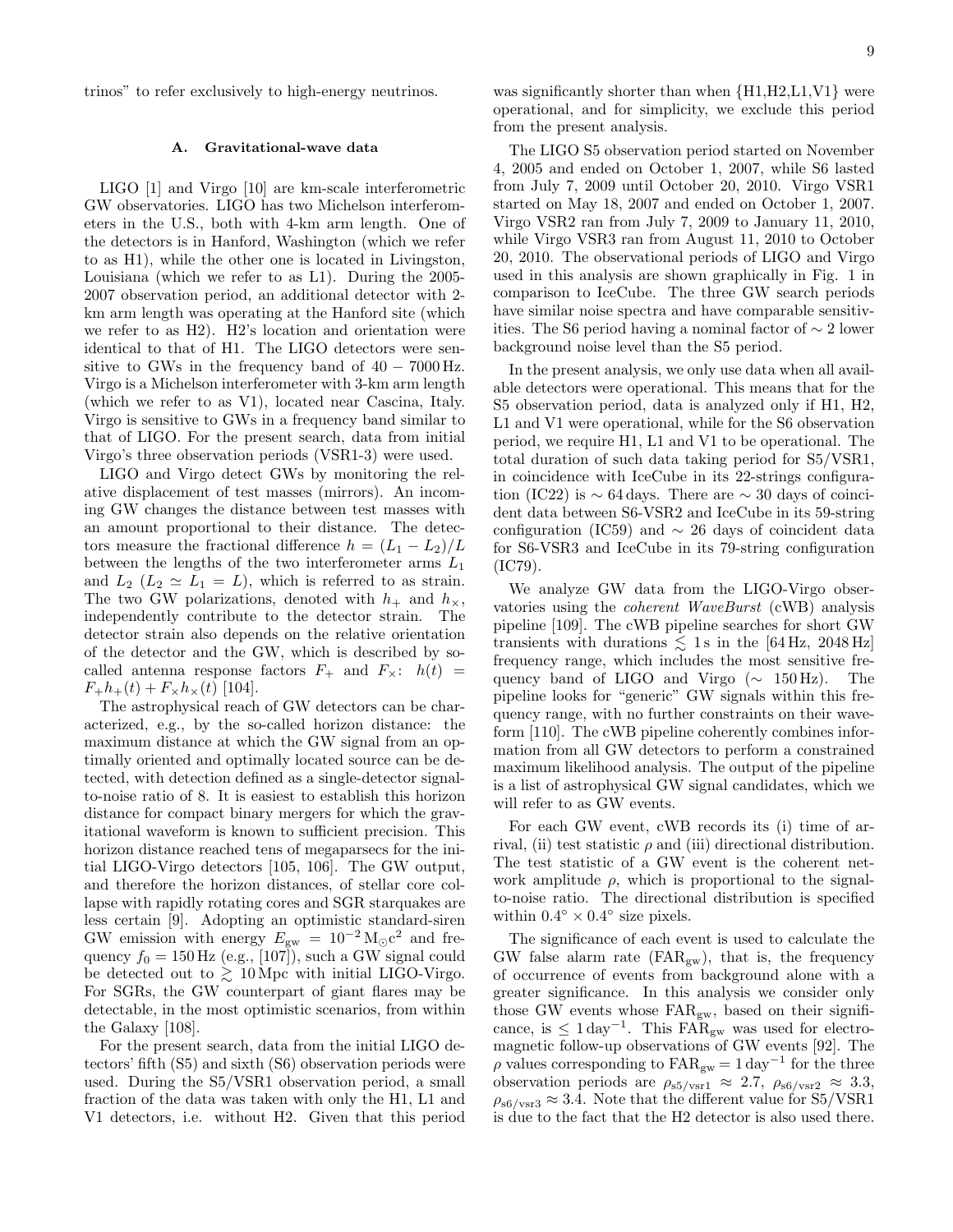trinos" to refer exclusively to high-energy neutrinos.

### A. Gravitational-wave data

LIGO [1] and Virgo [10] are km-scale interferometric GW observatories. LIGO has two Michelson interferometers in the U.S., both with 4-km arm length. One of the detectors is in Hanford, Washington (which we refer to as H1), while the other one is located in Livingston, Louisiana (which we refer to as L1). During the 2005-2007 observation period, an additional detector with 2-km arm length was operating at the Hanford site (which we refer to as H2). H2's location and orientation were identical to that of H1. The LIGO detectors were sensitive to GWs in the frequency band of $40 - 7000\,\mathrm{Hz}$. Virgo is a Michelson interferometer with 3-km arm length (which we refer to as V1), located near Cascina, Italy. Virgo is sensitive to GWs in a frequency band similar to that of LIGO. For the present search, data from initial Virgo's three observation periods (VSR1-3) were used.

LIGO and Virgo detect GWs by monitoring the relative displacement of test masses (mirrors). An incoming GW changes the distance between test masses with an amount proportional to their distance. The detectors measure the fractional difference $h = (L_1 - L_2)/L$ between the lengths of the two interferometer arms $L_1$ and $L_2$ ($L_2 \simeq L_1 = L$), which is referred to as strain. The two GW polarizations, denoted with $h_+$ and $h_\times$, independently contribute to the detector strain. The detector strain also depends on the relative orientation of the detector and the GW, which is described by so-called antenna response factors $F_+$ and $F_\times$: $h(t) = F_+ h_+(t) + F_\times h_\times(t)$ [104].

The astrophysical reach of GW detectors can be characterized, e.g., by the so-called horizon distance: the maximum distance at which the GW signal from an optimally oriented and optimally located source can be detected, with detection defined as a single-detector signal-to-noise ratio of 8. It is easiest to establish this horizon distance for compact binary mergers for which the gravitational waveform is known to sufficient precision. This horizon distance reached tens of megaparsecs for the initial LIGO-Virgo detectors [105, 106]. The GW output, and therefore the horizon distances, of stellar core collapse with rapidly rotating cores and SGR starquakes are less certain [9]. Adopting an optimistic standard-siren GW emission with energy $E_{\mathrm{gw}} = 10^{-2}\,\mathrm{M}_\odot c^2$ and frequency $f_0 = 150\,\mathrm{Hz}$ (e.g., [107]), such a GW signal could be detected out to $\gtrsim 10\,\mathrm{Mpc}$ with initial LIGO-Virgo. For SGRs, the GW counterpart of giant flares may be detectable, in the most optimistic scenarios, from within the Galaxy [108].

For the present search, data from the initial LIGO detectors' fifth (S5) and sixth (S6) observation periods were used. During the S5/VSR1 observation period, a small fraction of the data was taken with only the H1, L1 and V1 detectors, i.e. without H2. Given that this period was significantly shorter than when {H1,H2,L1,V1} were operational, and for simplicity, we exclude this period from the present analysis.

The LIGO S5 observation period started on November 4, 2005 and ended on October 1, 2007, while S6 lasted from July 7, 2009 until October 20, 2010. Virgo VSR1 started on May 18, 2007 and ended on October 1, 2007. Virgo VSR2 ran from July 7, 2009 to January 11, 2010, while Virgo VSR3 ran from August 11, 2010 to October 20, 2010. The observational periods of LIGO and Virgo used in this analysis are shown graphically in Fig. 1 in comparison to IceCube. The three GW search periods have similar noise spectra and have comparable sensitivities. The S6 period having a nominal factor of $\sim 2$ lower background noise level than the S5 period.

In the present analysis, we only use data when all available detectors were operational. This means that for the S5 observation period, data is analyzed only if H1, H2, L1 and V1 were operational, while for the S6 observation period, we require H1, L1 and V1 to be operational. The total duration of such data taking period for S5/VSR1, in coincidence with IceCube in its 22-strings configuration (IC22) is $\sim 64$ days. There are $\sim 30$ days of coincident data between S6-VSR2 and IceCube in its 59-string configuration (IC59) and $\sim 26$ days of coincident data for S6-VSR3 and IceCube in its 79-string configuration (IC79).

We analyze GW data from the LIGO-Virgo observatories using the *coherent WaveBurst* (cWB) analysis pipeline [109]. The cWB pipeline searches for short GW transients with durations $\lesssim 1\,\mathrm{s}$ in the $[64\,\mathrm{Hz}, 2048\,\mathrm{Hz}]$ frequency range, which includes the most sensitive frequency band of LIGO and Virgo ($\sim 150\,\mathrm{Hz}$). The pipeline looks for "generic" GW signals within this frequency range, with no further constraints on their waveform [110]. The cWB pipeline coherently combines information from all GW detectors to perform a constrained maximum likelihood analysis. The output of the pipeline is a list of astrophysical GW signal candidates, which we will refer to as GW events.

For each GW event, cWB records its (i) time of arrival, (ii) test statistic $\rho$ and (iii) directional distribution. The test statistic of a GW event is the coherent network amplitude $\rho$, which is proportional to the signal-to-noise ratio. The directional distribution is specified within $0.4^\circ \times 0.4^\circ$ size pixels.

The significance of each event is used to calculate the GW false alarm rate ($\mathrm{FAR}_{\mathrm{gw}}$), that is, the frequency of occurrence of events from background alone with a greater significance. In this analysis we consider only those GW events whose $\mathrm{FAR}_{\mathrm{gw}}$, based on their significance, is $\leq 1\,\mathrm{day}^{-1}$. This $\mathrm{FAR}_{\mathrm{gw}}$ was used for electromagnetic follow-up observations of GW events [92]. The $\rho$ values corresponding to $\mathrm{FAR}_{\mathrm{gw}} = 1\,\mathrm{day}^{-1}$ for the three observation periods are $\rho_{\mathrm{s5/vsr1}} \approx 2.7$, $\rho_{\mathrm{s6/vsr2}} \approx 3.3$, $\rho_{\mathrm{s6/vsr3}} \approx 3.4$. Note that the different value for S5/VSR1 is due to the fact that the H2 detector is also used there.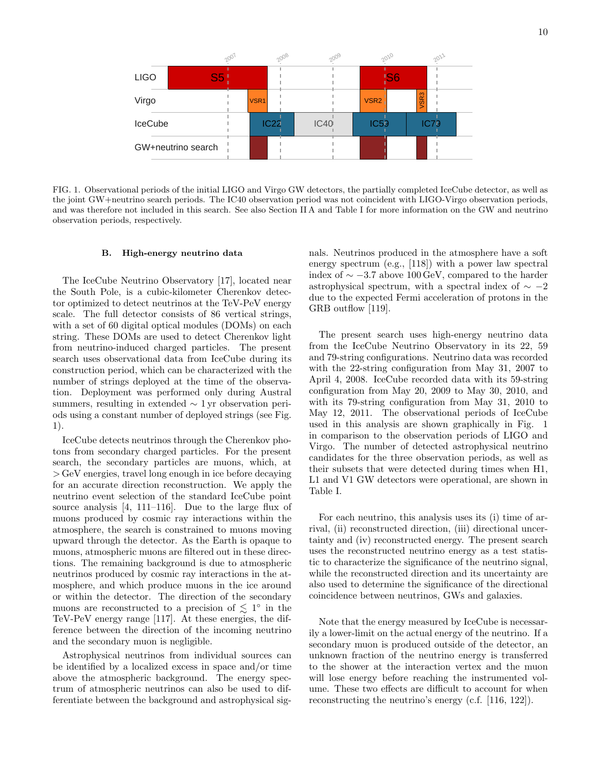FIG. 1. Observational periods of the initial LIGO and Virgo GW detectors, the partially completed IceCube detector, as well as the joint GW+neutrino search periods. The IC40 observation period was not coincident with LIGO-Virgo observation periods, and was therefore not included in this search. See also Section II A and Table I for more information on the GW and neutrino observation periods, respectively.

### B. High-energy neutrino data

The IceCube Neutrino Observatory [17], located near the South Pole, is a cubic-kilometer Cherenkov detector optimized to detect neutrinos at the TeV-PeV energy scale. The full detector consists of 86 vertical strings, with a set of 60 digital optical modules (DOMs) on each string. These DOMs are used to detect Cherenkov light from neutrino-induced charged particles. The present search uses observational data from IceCube during its construction period, which can be characterized with the number of strings deployed at the time of the observation. Deployment was performed only during Austral summers, resulting in extended $\sim 1\,\mathrm{yr}$ observation periods using a constant number of deployed strings (see Fig. 1).

IceCube detects neutrinos through the Cherenkov photons from secondary charged particles. For the present search, the secondary particles are muons, which, at $>$GeV energies, travel long enough in ice before decaying for an accurate direction reconstruction. We apply the neutrino event selection of the standard IceCube point source analysis [4, 111–116]. Due to the large flux of muons produced by cosmic ray interactions within the atmosphere, the search is constrained to muons moving upward through the detector. As the Earth is opaque to muons, atmospheric muons are filtered out in these directions. The remaining background is due to atmospheric neutrinos produced by cosmic ray interactions in the atmosphere, and which produce muons in the ice around or within the detector. The direction of the secondary muons are reconstructed to a precision of $\lesssim 1^\circ$ in the TeV-PeV energy range [117]. At these energies, the difference between the direction of the incoming neutrino and the secondary muon is negligible.

Astrophysical neutrinos from individual sources can be identified by a localized excess in space and/or time above the atmospheric background. The energy spectrum of atmospheric neutrinos can also be used to differentiate between the background and astrophysical signals. Neutrinos produced in the atmosphere have a soft energy spectrum (e.g., [118]) with a power law spectral index of $\sim -3.7$ above $100\,\mathrm{GeV}$, compared to the harder astrophysical spectrum, with a spectral index of $\sim -2$ due to the expected Fermi acceleration of protons in the GRB outflow [119].

The present search uses high-energy neutrino data from the IceCube Neutrino Observatory in its 22, 59 and 79-string configurations. Neutrino data was recorded with the 22-string configuration from May 31, 2007 to April 4, 2008. IceCube recorded data with its 59-string configuration from May 20, 2009 to May 30, 2010, and with its 79-string configuration from May 31, 2010 to May 12, 2011. The observational periods of IceCube used in this analysis are shown graphically in Fig. 1 in comparison to the observation periods of LIGO and Virgo. The number of detected astrophysical neutrino candidates for the three observation periods, as well as their subsets that were detected during times when H1, L1 and V1 GW detectors were operational, are shown in Table I.

For each neutrino, this analysis uses its (i) time of arrival, (ii) reconstructed direction, (iii) directional uncertainty and (iv) reconstructed energy. The present search uses the reconstructed neutrino energy as a test statistic to characterize the significance of the neutrino signal, while the reconstructed direction and its uncertainty are also used to determine the significance of the directional coincidence between neutrinos, GWs and galaxies.

Note that the energy measured by IceCube is necessarily a lower-limit on the actual energy of the neutrino. If a secondary muon is produced outside of the detector, an unknown fraction of the neutrino energy is transferred to the shower at the interaction vertex and the muon will lose energy before reaching the instrumented volume. These two effects are difficult to account for when reconstructing the neutrino's energy (c.f. [116, 122]).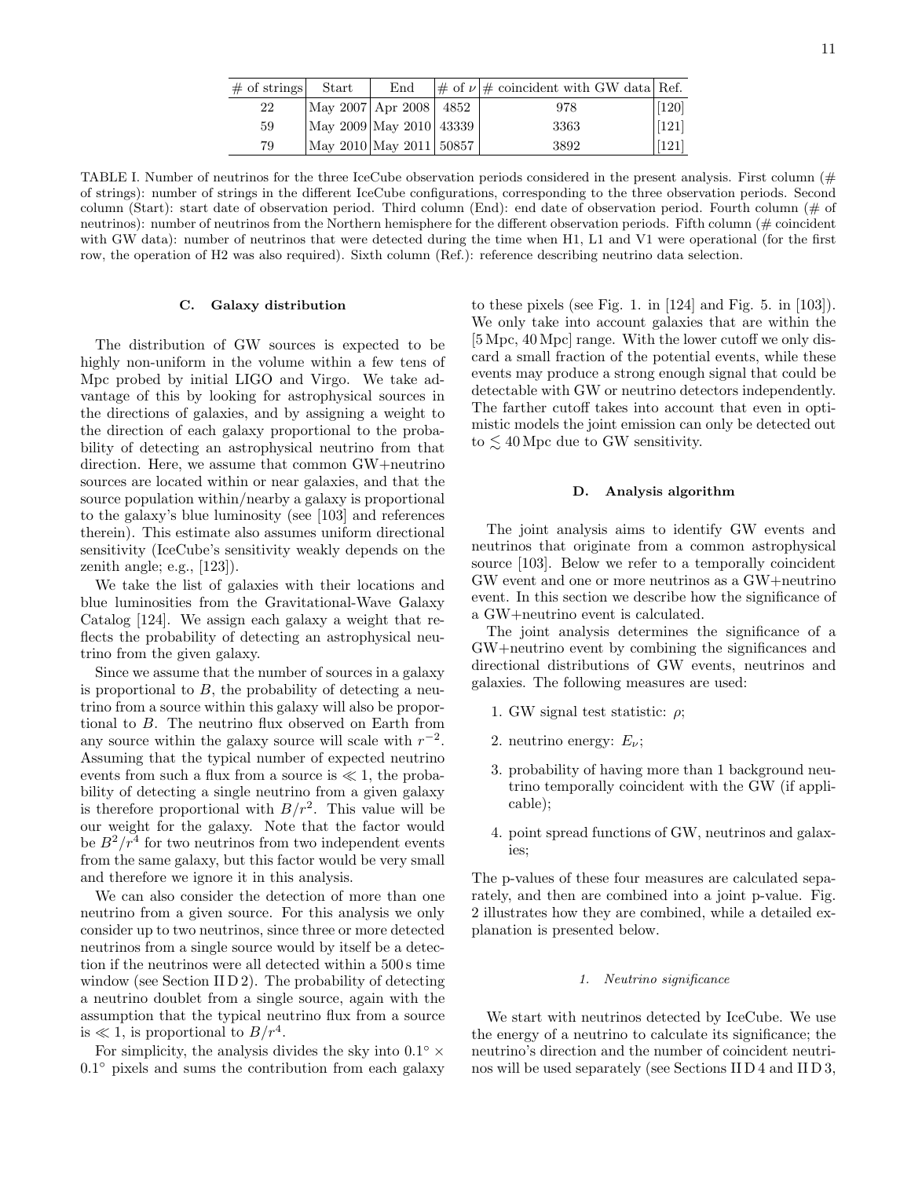| # of strings | Start | End | # of $\nu$ | # coincident with GW data | Ref. |
|---|---|---|---|---|---|
| 22 | May 2007 | Apr 2008 | 4852 | 978 | [120] |
| 59 | May 2009 | May 2010 | 43339 | 3363 | [121] |
| 79 | May 2010 | May 2011 | 50857 | 3892 | [121] |

TABLE I. Number of neutrinos for the three IceCube observation periods considered in the present analysis. First column (# of strings): number of strings in the different IceCube configurations, corresponding to the three observation periods. Second column (Start): start date of observation period. Third column (End): end date of observation period. Fourth column (# of neutrinos): number of neutrinos from the Northern hemisphere for the different observation periods. Fifth column (# coincident with GW data): number of neutrinos that were detected during the time when H1, L1 and V1 were operational (for the first row, the operation of H2 was also required). Sixth column (Ref.): reference describing neutrino data selection.

### C. Galaxy distribution

The distribution of GW sources is expected to be highly non-uniform in the volume within a few tens of Mpc probed by initial LIGO and Virgo. We take advantage of this by looking for astrophysical sources in the directions of galaxies, and by assigning a weight to the direction of each galaxy proportional to the probability of detecting an astrophysical neutrino from that direction. Here, we assume that common GW+neutrino sources are located within or near galaxies, and that the source population within/nearby a galaxy is proportional to the galaxy's blue luminosity (see [103] and references therein). This estimate also assumes uniform directional sensitivity (IceCube's sensitivity weakly depends on the zenith angle; e.g., [123]).

We take the list of galaxies with their locations and blue luminosities from the Gravitational-Wave Galaxy Catalog [124]. We assign each galaxy a weight that reflects the probability of detecting an astrophysical neutrino from the given galaxy.

Since we assume that the number of sources in a galaxy is proportional to $B$, the probability of detecting a neutrino from a source within this galaxy will also be proportional to $B$. The neutrino flux observed on Earth from any source within the galaxy source will scale with $r^{-2}$. Assuming that the typical number of expected neutrino events from such a flux from a source is $\ll 1$, the probability of detecting a single neutrino from a given galaxy is therefore proportional with $B/r^2$. This value will be our weight for the galaxy. Note that the factor would be $B^2/r^4$ for two neutrinos from two independent events from the same galaxy, but this factor would be very small and therefore we ignore it in this analysis.

We can also consider the detection of more than one neutrino from a given source. For this analysis we only consider up to two neutrinos, since three or more detected neutrinos from a single source would by itself be a detection if the neutrinos were all detected within a 500 s time window (see Section II D 2). The probability of detecting a neutrino doublet from a single source, again with the assumption that the typical neutrino flux from a source is $\ll 1$, is proportional to $B/r^4$.

For simplicity, the analysis divides the sky into $0.1^\circ \times 0.1^\circ$ pixels and sums the contribution from each galaxy to these pixels (see Fig. 1. in [124] and Fig. 5. in [103]). We only take into account galaxies that are within the [5 Mpc, 40 Mpc] range. With the lower cutoff we only discard a small fraction of the potential events, while these events may produce a strong enough signal that could be detectable with GW or neutrino detectors independently. The farther cutoff takes into account that even in optimistic models the joint emission can only be detected out to $\lesssim 40$ Mpc due to GW sensitivity.

### D. Analysis algorithm

The joint analysis aims to identify GW events and neutrinos that originate from a common astrophysical source [103]. Below we refer to a temporally coincident GW event and one or more neutrinos as a GW+neutrino event. In this section we describe how the significance of a GW+neutrino event is calculated.

The joint analysis determines the significance of a GW+neutrino event by combining the significances and directional distributions of GW events, neutrinos and galaxies. The following measures are used:

1. GW signal test statistic: $\rho$;
2. neutrino energy: $E_\nu$;
3. probability of having more than 1 background neutrino temporally coincident with the GW (if applicable);
4. point spread functions of GW, neutrinos and galaxies;

The p-values of these four measures are calculated separately, and then are combined into a joint p-value. Fig. 2 illustrates how they are combined, while a detailed explanation is presented below.

#### *1. Neutrino significance*

We start with neutrinos detected by IceCube. We use the energy of a neutrino to calculate its significance; the neutrino's direction and the number of coincident neutrinos will be used separately (see Sections II D 4 and II D 3,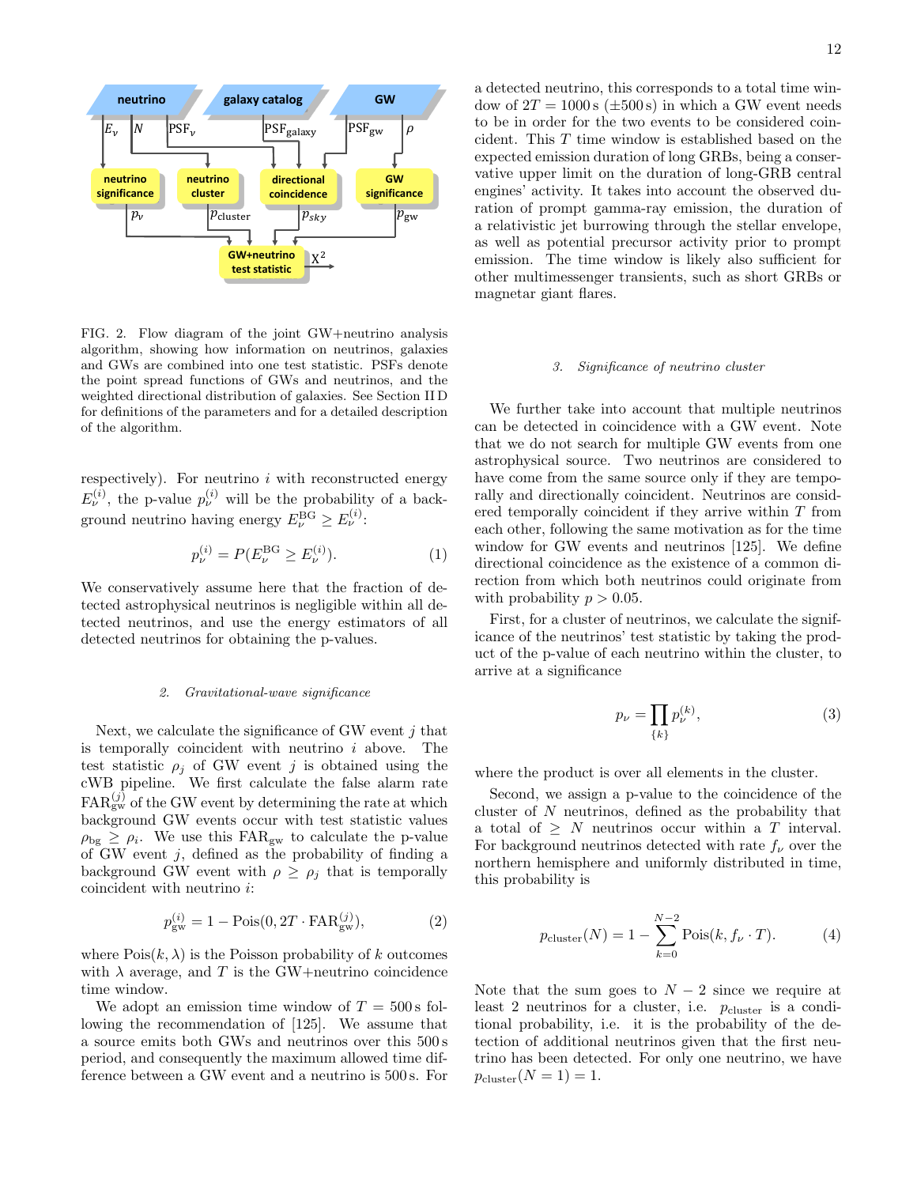FIG. 2. Flow diagram of the joint GW+neutrino analysis algorithm, showing how information on neutrinos, galaxies and GWs are combined into one test statistic. PSFs denote the point spread functions of GWs and neutrinos, and the weighted directional distribution of galaxies. See Section II D for definitions of the parameters and for a detailed description of the algorithm.

respectively). For neutrino $i$ with reconstructed energy $E_\nu^{(i)}$, the p-value $p_\nu^{(i)}$ will be the probability of a background neutrino having energy $E_\nu^{\rm BG} \geq E_\nu^{(i)}$:

$$p_\nu^{(i)} = P(E_\nu^{\rm BG} \geq E_\nu^{(i)}). \tag{1}$$

We conservatively assume here that the fraction of detected astrophysical neutrinos is negligible within all detected neutrinos, and use the energy estimators of all detected neutrinos for obtaining the p-values.

#### *2. Gravitational-wave significance*

Next, we calculate the significance of GW event $j$ that is temporally coincident with neutrino $i$ above. The test statistic $\rho_j$ of GW event $j$ is obtained using the cWB pipeline. We first calculate the false alarm rate $\mathrm{FAR}_{\rm gw}^{(j)}$ of the GW event by determining the rate at which background GW events occur with test statistic values $\rho_{\rm bg} \geq \rho_i$. We use this $\mathrm{FAR}_{\rm gw}$ to calculate the p-value of GW event $j$, defined as the probability of finding a background GW event with $\rho \geq \rho_j$ that is temporally coincident with neutrino $i$:

$$p_{\rm gw}^{(i)} = 1 - \mathrm{Pois}(0, 2T \cdot \mathrm{FAR}_{\rm gw}^{(j)}), \tag{2}$$

where $\mathrm{Pois}(k, \lambda)$ is the Poisson probability of $k$ outcomes with $\lambda$ average, and $T$ is the GW+neutrino coincidence time window.

We adopt an emission time window of $T = 500$ s following the recommendation of [125]. We assume that a source emits both GWs and neutrinos over this 500 s period, and consequently the maximum allowed time difference between a GW event and a neutrino is 500 s. For a detected neutrino, this corresponds to a total time window of $2T = 1000$ s ($\pm 500$ s) in which a GW event needs to be in order for the two events to be considered coincident. This $T$ time window is established based on the expected emission duration of long GRBs, being a conservative upper limit on the duration of long-GRB central engines' activity. It takes into account the observed duration of prompt gamma-ray emission, the duration of a relativistic jet burrowing through the stellar envelope, as well as potential precursor activity prior to prompt emission. The time window is likely also sufficient for other multimessenger transients, such as short GRBs or magnetar giant flares.

#### *3. Significance of neutrino cluster*

We further take into account that multiple neutrinos can be detected in coincidence with a GW event. Note that we do not search for multiple GW events from one astrophysical source. Two neutrinos are considered to have come from the same source only if they are temporally and directionally coincident. Neutrinos are considered temporally coincident if they arrive within $T$ from each other, following the same motivation as for the time window for GW events and neutrinos [125]. We define directional coincidence as the existence of a common direction from which both neutrinos could originate from with probability $p > 0.05$.

First, for a cluster of neutrinos, we calculate the significance of the neutrinos' test statistic by taking the product of the p-value of each neutrino within the cluster, to arrive at a significance

$$p_\nu = \prod_{\{k\}} p_\nu^{(k)}, \tag{3}$$

where the product is over all elements in the cluster.

Second, we assign a p-value to the coincidence of the cluster of $N$ neutrinos, defined as the probability that a total of $\geq N$ neutrinos occur within a $T$ interval. For background neutrinos detected with rate $f_\nu$ over the northern hemisphere and uniformly distributed in time, this probability is

$$p_{\rm cluster}(N) = 1 - \sum_{k=0}^{N-2} \mathrm{Pois}(k, f_\nu \cdot T). \tag{4}$$

Note that the sum goes to $N-2$ since we require at least 2 neutrinos for a cluster, i.e. $p_{\rm cluster}$ is a conditional probability, i.e. it is the probability of the detection of additional neutrinos given that the first neutrino has been detected. For only one neutrino, we have $p_{\rm cluster}(N = 1) = 1$.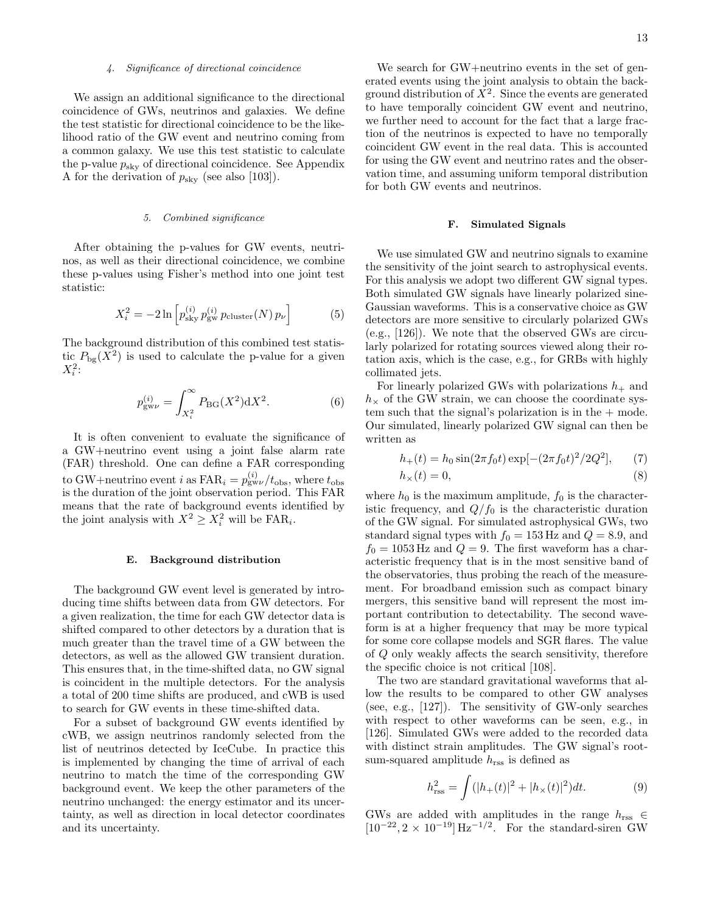#### 4. Significance of directional coincidence

We assign an additional significance to the directional coincidence of GWs, neutrinos and galaxies. We define the test statistic for directional coincidence to be the likelihood ratio of the GW event and neutrino coming from a common galaxy. We use this test statistic to calculate the p-value $p_{\rm sky}$ of directional coincidence. See Appendix A for the derivation of $p_{\rm sky}$ (see also [103]).

#### 5. Combined significance

After obtaining the p-values for GW events, neutrinos, as well as their directional coincidence, we combine these p-values using Fisher's method into one joint test statistic:

$$X_i^2 = -2\ln\left[p_{\rm sky}^{(i)}\, p_{\rm gw}^{(i)}\, p_{\rm cluster}(N)\, p_\nu\right] \tag{5}$$

The background distribution of this combined test statistic $P_{\rm bg}(X^2)$ is used to calculate the p-value for a given $X_i^2$:

$$p_{{\rm gw}\nu}^{(i)} = \int_{X_i^2}^{\infty} P_{\rm BG}(X^2){\rm d}X^2. \tag{6}$$

It is often convenient to evaluate the significance of a GW+neutrino event using a joint false alarm rate (FAR) threshold. One can define a FAR corresponding to GW+neutrino event $i$ as ${\rm FAR}_i = p_{{\rm gw}\nu}^{(i)}/t_{\rm obs}$, where $t_{\rm obs}$ is the duration of the joint observation period. This FAR means that the rate of background events identified by the joint analysis with $X^2 \geq X_i^2$ will be ${\rm FAR}_i$.

### E. Background distribution

The background GW event level is generated by introducing time shifts between data from GW detectors. For a given realization, the time for each GW detector data is shifted compared to other detectors by a duration that is much greater than the travel time of a GW between the detectors, as well as the allowed GW transient duration. This ensures that, in the time-shifted data, no GW signal is coincident in the multiple detectors. For the analysis a total of 200 time shifts are produced, and cWB is used to search for GW events in these time-shifted data.

For a subset of background GW events identified by cWB, we assign neutrinos randomly selected from the list of neutrinos detected by IceCube. In practice this is implemented by changing the time of arrival of each neutrino to match the time of the corresponding GW background event. We keep the other parameters of the neutrino unchanged: the energy estimator and its uncertainty, as well as direction in local detector coordinates and its uncertainty.

We search for GW+neutrino events in the set of generated events using the joint analysis to obtain the background distribution of $X^2$. Since the events are generated to have temporally coincident GW event and neutrino, we further need to account for the fact that a large fraction of the neutrinos is expected to have no temporally coincident GW event in the real data. This is accounted for using the GW event and neutrino rates and the observation time, and assuming uniform temporal distribution for both GW events and neutrinos.

### F. Simulated Signals

We use simulated GW and neutrino signals to examine the sensitivity of the joint search to astrophysical events. For this analysis we adopt two different GW signal types. Both simulated GW signals have linearly polarized sine-Gaussian waveforms. This is a conservative choice as GW detectors are more sensitive to circularly polarized GWs (e.g., [126]). We note that the observed GWs are circularly polarized for rotating sources viewed along their rotation axis, which is the case, e.g., for GRBs with highly collimated jets.

For linearly polarized GWs with polarizations $h_+$ and $h_\times$ of the GW strain, we can choose the coordinate system such that the signal's polarization is in the + mode. Our simulated, linearly polarized GW signal can then be written as

$$h_+(t) = h_0 \sin(2\pi f_0 t)\exp[-(2\pi f_0 t)^2/2Q^2], \tag{7}$$

$$h_\times(t) = 0, \tag{8}$$

where $h_0$ is the maximum amplitude, $f_0$ is the characteristic frequency, and $Q/f_0$ is the characteristic duration of the GW signal. For simulated astrophysical GWs, two standard signal types with $f_0 = 153\,$Hz and $Q = 8.9$, and $f_0 = 1053\,$Hz and $Q = 9$. The first waveform has a characteristic frequency that is in the most sensitive band of the observatories, thus probing the reach of the measurement. For broadband emission such as compact binary mergers, this sensitive band will represent the most important contribution to detectability. The second waveform is at a higher frequency that may be more typical for some core collapse models and SGR flares. The value of $Q$ only weakly affects the search sensitivity, therefore the specific choice is not critical [108].

The two are standard gravitational waveforms that allow the results to be compared to other GW analyses (see, e.g., [127]). The sensitivity of GW-only searches with respect to other waveforms can be seen, e.g., in [126]. Simulated GWs were added to the recorded data with distinct strain amplitudes. The GW signal's root-sum-squared amplitude $h_{\rm rss}$ is defined as

$$h_{\rm rss}^2 = \int(|h_+(t)|^2 + |h_\times(t)|^2)dt. \tag{9}$$

GWs are added with amplitudes in the range $h_{\rm rss} \in [10^{-22}, 2\times10^{-19}]\,{\rm Hz}^{-1/2}$. For the standard-siren GW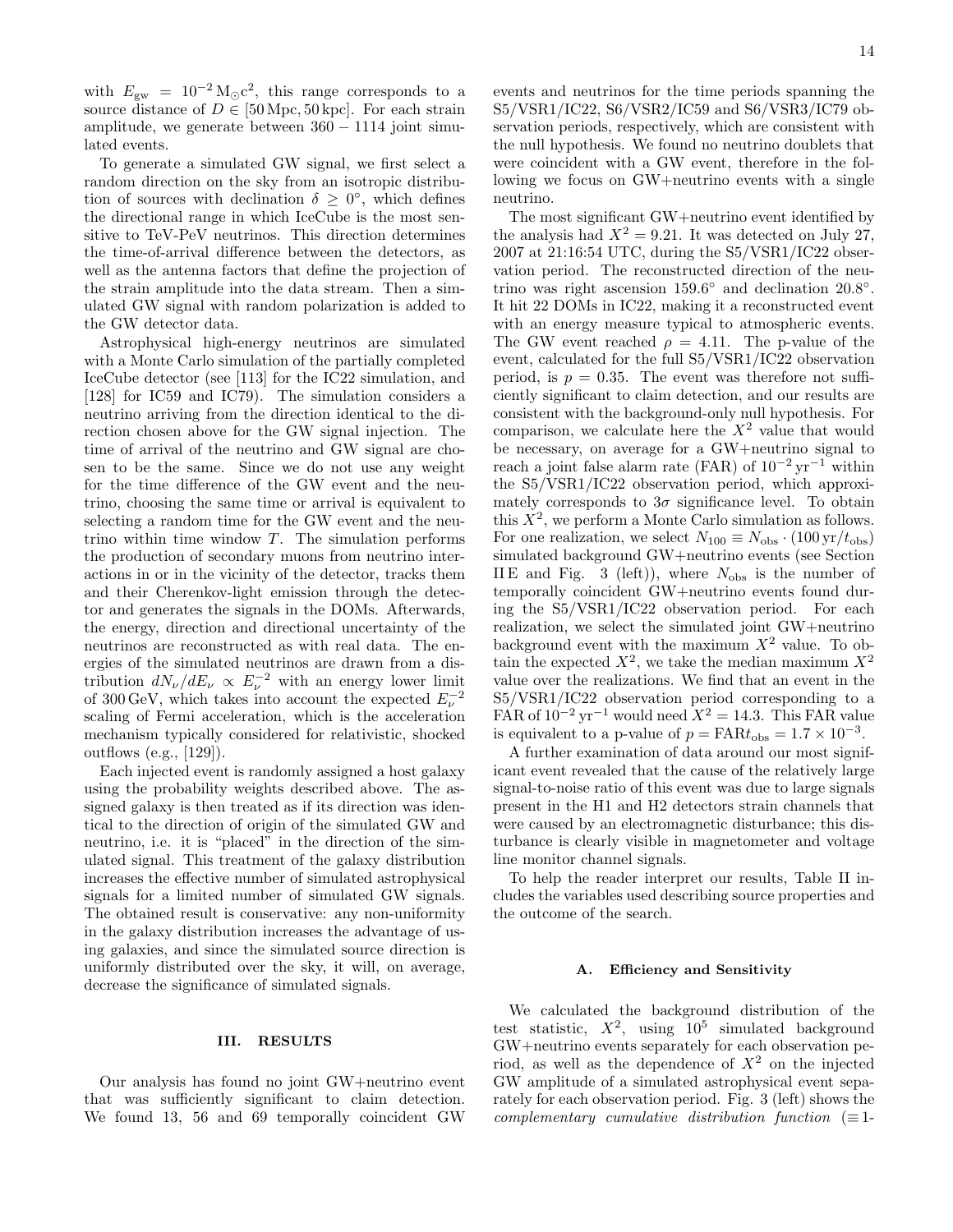with $E_{\rm gw} = 10^{-2}\,{\rm M}_{\odot}{\rm c}^2$, this range corresponds to a source distance of $D \in [50\,{\rm Mpc}, 50\,{\rm kpc}]$. For each strain amplitude, we generate between $360-1114$ joint simulated events.

To generate a simulated GW signal, we first select a random direction on the sky from an isotropic distribution of sources with declination $\delta \geq 0^{\circ}$, which defines the directional range in which IceCube is the most sensitive to TeV-PeV neutrinos. This direction determines the time-of-arrival difference between the detectors, as well as the antenna factors that define the projection of the strain amplitude into the data stream. Then a simulated GW signal with random polarization is added to the GW detector data.

Astrophysical high-energy neutrinos are simulated with a Monte Carlo simulation of the partially completed IceCube detector (see [113] for the IC22 simulation, and [128] for IC59 and IC79). The simulation considers a neutrino arriving from the direction identical to the direction chosen above for the GW signal injection. The time of arrival of the neutrino and GW signal are chosen to be the same. Since we do not use any weight for the time difference of the GW event and the neutrino, choosing the same time or arrival is equivalent to selecting a random time for the GW event and the neutrino within time window $T$. The simulation performs the production of secondary muons from neutrino interactions in or in the vicinity of the detector, tracks them and their Cherenkov-light emission through the detector and generates the signals in the DOMs. Afterwards, the energy, direction and directional uncertainty of the neutrinos are reconstructed as with real data. The energies of the simulated neutrinos are drawn from a distribution $dN_\nu/dE_\nu \propto E_\nu^{-2}$ with an energy lower limit of 300 GeV, which takes into account the expected $E_\nu^{-2}$ scaling of Fermi acceleration, which is the acceleration mechanism typically considered for relativistic, shocked outflows (e.g., [129]).

Each injected event is randomly assigned a host galaxy using the probability weights described above. The assigned galaxy is then treated as if its direction was identical to the direction of origin of the simulated GW and neutrino, i.e. it is "placed" in the direction of the simulated signal. This treatment of the galaxy distribution increases the effective number of simulated astrophysical signals for a limited number of simulated GW signals. The obtained result is conservative: any non-uniformity in the galaxy distribution increases the advantage of using galaxies, and since the simulated source direction is uniformly distributed over the sky, it will, on average, decrease the significance of simulated signals.

## III. RESULTS

Our analysis has found no joint GW+neutrino event that was sufficiently significant to claim detection. We found 13, 56 and 69 temporally coincident GW events and neutrinos for the time periods spanning the S5/VSR1/IC22, S6/VSR2/IC59 and S6/VSR3/IC79 observation periods, respectively, which are consistent with the null hypothesis. We found no neutrino doublets that were coincident with a GW event, therefore in the following we focus on GW+neutrino events with a single neutrino.

The most significant GW+neutrino event identified by the analysis had $X^2 = 9.21$. It was detected on July 27, 2007 at 21:16:54 UTC, during the S5/VSR1/IC22 observation period. The reconstructed direction of the neutrino was right ascension $159.6^{\circ}$ and declination $20.8^{\circ}$. It hit 22 DOMs in IC22, making it a reconstructed event with an energy measure typical to atmospheric events. The GW event reached $\rho = 4.11$. The p-value of the event, calculated for the full S5/VSR1/IC22 observation period, is $p = 0.35$. The event was therefore not sufficiently significant to claim detection, and our results are consistent with the background-only null hypothesis. For comparison, we calculate here the $X^2$ value that would be necessary, on average for a GW+neutrino signal to reach a joint false alarm rate (FAR) of $10^{-2}\,{\rm yr}^{-1}$ within the S5/VSR1/IC22 observation period, which approximately corresponds to $3\sigma$ significance level. To obtain this $X^2$, we perform a Monte Carlo simulation as follows. For one realization, we select $N_{100} \equiv N_{\rm obs} \cdot (100\,{\rm yr}/t_{\rm obs})$ simulated background GW+neutrino events (see Section II E and Fig. 3 (left)), where $N_{\rm obs}$ is the number of temporally coincident GW+neutrino events found during the S5/VSR1/IC22 observation period. For each realization, we select the simulated joint GW+neutrino background event with the maximum $X^2$ value. To obtain the expected $X^2$, we take the median maximum $X^2$ value over the realizations. We find that an event in the S5/VSR1/IC22 observation period corresponding to a FAR of $10^{-2}\,{\rm yr}^{-1}$ would need $X^2 = 14.3$. This FAR value is equivalent to a p-value of $p = {\rm FAR}t_{\rm obs} = 1.7 \times 10^{-3}$.

A further examination of data around our most significant event revealed that the cause of the relatively large signal-to-noise ratio of this event was due to large signals present in the H1 and H2 detectors strain channels that were caused by an electromagnetic disturbance; this disturbance is clearly visible in magnetometer and voltage line monitor channel signals.

To help the reader interpret our results, Table II includes the variables used describing source properties and the outcome of the search.

### A. Efficiency and Sensitivity

We calculated the background distribution of the test statistic, $X^2$, using $10^5$ simulated background GW+neutrino events separately for each observation period, as well as the dependence of $X^2$ on the injected GW amplitude of a simulated astrophysical event separately for each observation period. Fig. 3 (left) shows the *complementary cumulative distribution function* ($\equiv$1-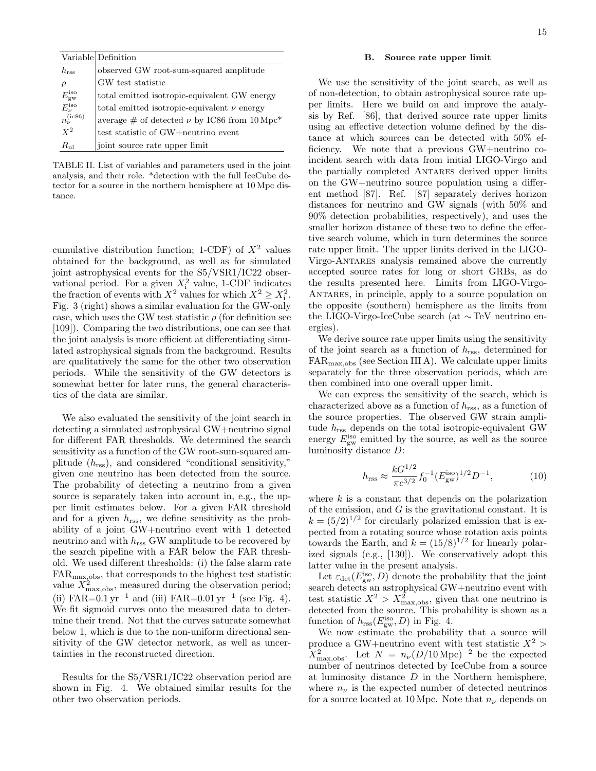| Variable | Definition |
|---|---|
| $h_{\rm rss}$ | observed GW root-sum-squared amplitude |
| $\rho$ | GW test statistic |
| $E_{\rm gw}^{\rm iso}$ | total emitted isotropic-equivalent GW energy |
| $E_{\nu}^{\rm iso}$ | total emitted isotropic-equivalent $\nu$ energy |
| $n_{\nu}^{\rm (ic86)}$ | average # of detected $\nu$ by IC86 from 10 Mpc* |
| $X^2$ | test statistic of GW+neutrino event |
| $R_{\rm ul}$ | joint source rate upper limit |

TABLE II. List of variables and parameters used in the joint analysis, and their role. *detection with the full IceCube detector for a source in the northern hemisphere at 10 Mpc distance.

cumulative distribution function; 1-CDF) of $X^2$ values obtained for the background, as well as for simulated joint astrophysical events for the S5/VSR1/IC22 observational period. For a given $X_{\rm i}^2$ value, 1-CDF indicates the fraction of events with $X^2$ values for which $X^2 \geq X_{\rm i}^2$. Fig. 3 (right) shows a similar evaluation for the GW-only case, which uses the GW test statistic $\rho$ (for definition see [109]). Comparing the two distributions, one can see that the joint analysis is more efficient at differentiating simulated astrophysical signals from the background. Results are qualitatively the same for the other two observation periods. While the sensitivity of the GW detectors is somewhat better for later runs, the general characteristics of the data are similar.

We also evaluated the sensitivity of the joint search in detecting a simulated astrophysical GW+neutrino signal for different FAR thresholds. We determined the search sensitivity as a function of the GW root-sum-squared amplitude ($h_{\rm rss}$), and considered "conditional sensitivity," given one neutrino has been detected from the source. The probability of detecting a neutrino from a given source is separately taken into account in, e.g., the upper limit estimates below. For a given FAR threshold and for a given $h_{\rm rss}$, we define sensitivity as the probability of a joint GW+neutrino event with 1 detected neutrino and with $h_{\rm rss}$ GW amplitude to be recovered by the search pipeline with a FAR below the FAR threshold. We used different thresholds: (i) the false alarm rate $\mathrm{FAR}_{\rm max,obs}$, that corresponds to the highest test statistic value $X^2_{\rm max,obs}$, measured during the observation period; (ii) FAR=0.1 yr$^{-1}$ and (iii) FAR=0.01 yr$^{-1}$ (see Fig. 4). We fit sigmoid curves onto the measured data to determine their trend. Not that the curves saturate somewhat below 1, which is due to the non-uniform directional sensitivity of the GW detector network, as well as uncertainties in the reconstructed direction.

Results for the S5/VSR1/IC22 observation period are shown in Fig. 4. We obtained similar results for the other two observation periods.

### B. Source rate upper limit

We use the sensitivity of the joint search, as well as of non-detection, to obtain astrophysical source rate upper limits. Here we build on and improve the analysis by Ref. [86], that derived source rate upper limits using an effective detection volume defined by the distance at which sources can be detected with 50% efficiency. We note that a previous GW+neutrino coincident search with data from initial LIGO-Virgo and the partially completed ANTARES derived upper limits on the GW+neutrino source population using a different method [87]. Ref. [87] separately derives horizon distances for neutrino and GW signals (with 50% and 90% detection probabilities, respectively), and uses the smaller horizon distance of these two to define the effective search volume, which in turn determines the source rate upper limit. The upper limits derived in the LIGO-Virgo-ANTARES analysis remained above the currently accepted source rates for long or short GRBs, as do the results presented here. Limits from LIGO-Virgo-ANTARES, in principle, apply to a source population on the opposite (southern) hemisphere as the limits from the LIGO-Virgo-IceCube search (at $\sim$TeV neutrino energies).

We derive source rate upper limits using the sensitivity of the joint search as a function of $h_{\rm rss}$, determined for $\mathrm{FAR}_{\rm max,obs}$ (see Section III A). We calculate upper limits separately for the three observation periods, which are then combined into one overall upper limit.

We can express the sensitivity of the search, which is characterized above as a function of $h_{\rm rss}$, as a function of the source properties. The observed GW strain amplitude $h_{\rm rss}$ depends on the total isotropic-equivalent GW energy $E_{\rm gw}^{\rm iso}$ emitted by the source, as well as the source luminosity distance $D$:

$$h_{\rm rss} \approx \frac{kG^{1/2}}{\pi c^{3/2}} f_0^{-1} (E_{\rm gw}^{\rm iso})^{1/2} D^{-1}, \tag{10}$$

where $k$ is a constant that depends on the polarization of the emission, and $G$ is the gravitational constant. It is $k = (5/2)^{1/2}$ for circularly polarized emission that is expected from a rotating source whose rotation axis points towards the Earth, and $k = (15/8)^{1/2}$ for linearly polarized signals (e.g., [130]). We conservatively adopt this latter value in the present analysis.

Let $\varepsilon_{\rm det}(E_{\rm gw}^{\rm iso}, D)$ denote the probability that the joint search detects an astrophysical GW+neutrino event with test statistic $X^2 > X^2_{\rm max,obs}$, given that one neutrino is detected from the source. This probability is shown as a function of $h_{\rm rss}(E_{\rm gw}^{\rm iso}, D)$ in Fig. 4.

We now estimate the probability that a source will produce a GW+neutrino event with test statistic $X^2 > X^2_{\rm max,obs}$. Let $N = n_\nu (D/10\,\mathrm{Mpc})^{-2}$ be the expected number of neutrinos detected by IceCube from a source at luminosity distance $D$ in the Northern hemisphere, where $n_\nu$ is the expected number of detected neutrinos for a source located at 10 Mpc. Note that $n_\nu$ depends on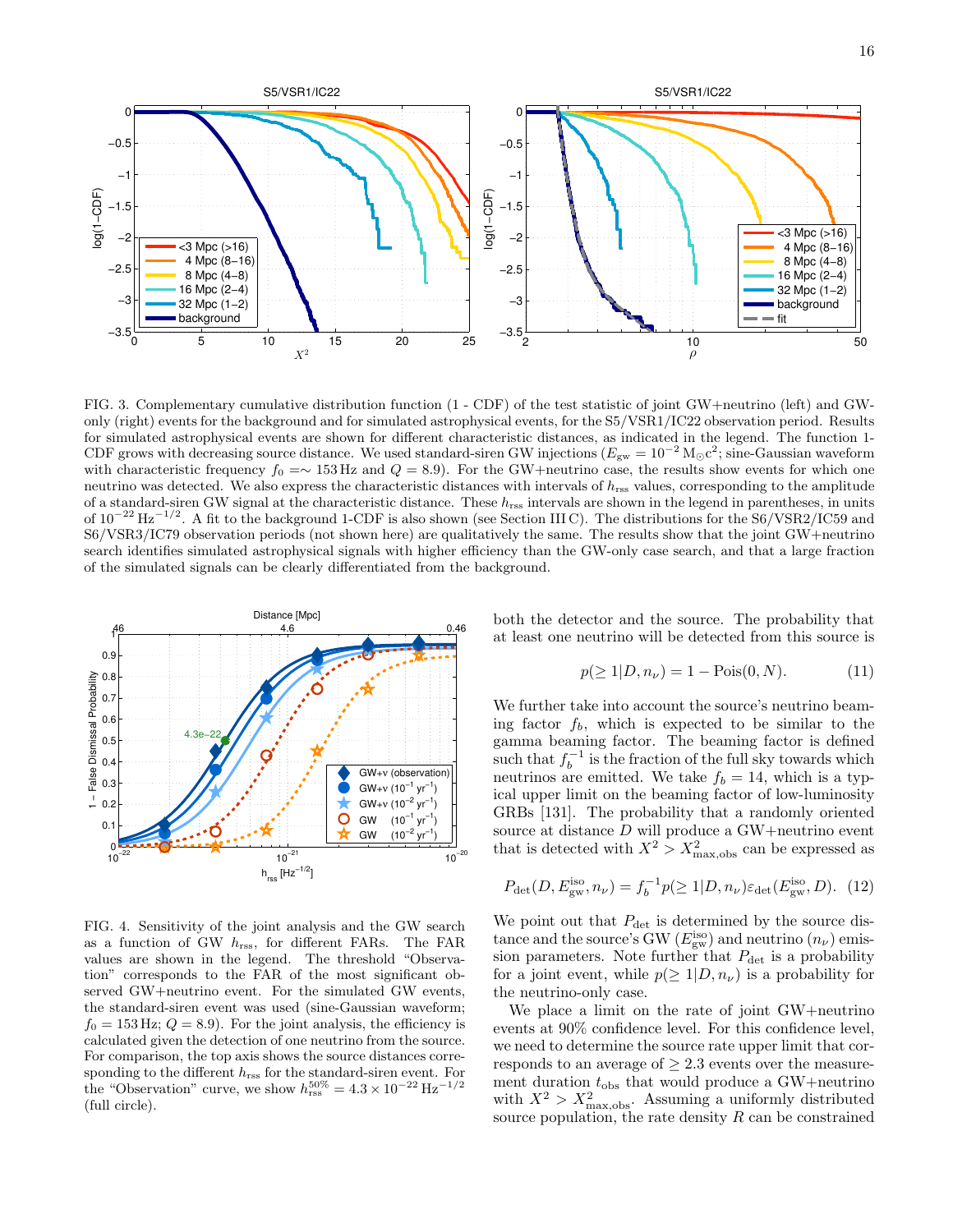FIG. 3. Complementary cumulative distribution function (1 - CDF) of the test statistic of joint GW+neutrino (left) and GW-only (right) events for the background and for simulated astrophysical events, for the S5/VSR1/IC22 observation period. Results for simulated astrophysical events are shown for different characteristic distances, as indicated in the legend. The function 1-CDF grows with decreasing source distance. We used standard-siren GW injections ($E_{\rm gw} = 10^{-2}\,{\rm M}_\odot c^2$; sine-Gaussian waveform with characteristic frequency $f_0 = \sim 153\,$Hz and $Q = 8.9$). For the GW+neutrino case, the results show events for which one neutrino was detected. We also express the characteristic distances with intervals of $h_{\rm rss}$ values, corresponding to the amplitude of a standard-siren GW signal at the characteristic distance. These $h_{\rm rss}$ intervals are shown in the legend in parentheses, in units of $10^{-22}\,{\rm Hz}^{-1/2}$. A fit to the background 1-CDF is also shown (see Section III C). The distributions for the S6/VSR2/IC59 and S6/VSR3/IC79 observation periods (not shown here) are qualitatively the same. The results show that the joint GW+neutrino search identifies simulated astrophysical signals with higher efficiency than the GW-only case search, and that a large fraction of the simulated signals can be clearly differentiated from the background.

FIG. 4. Sensitivity of the joint analysis and the GW search as a function of GW $h_{\rm rss}$, for different FARs. The FAR values are shown in the legend. The threshold "Observation" corresponds to the FAR of the most significant observed GW+neutrino event. For the simulated GW events, the standard-siren event was used (sine-Gaussian waveform; $f_0 = 153\,$Hz; $Q = 8.9$). For the joint analysis, the efficiency is calculated given the detection of one neutrino from the source. For comparison, the top axis shows the source distances corresponding to the different $h_{\rm rss}$ for the standard-siren event. For the "Observation" curve, we show $h_{\rm rss}^{50\%} = 4.3 \times 10^{-22}\,{\rm Hz}^{-1/2}$ (full circle).

both the detector and the source. The probability that at least one neutrino will be detected from this source is

$$p(\geq 1|D, n_\nu) = 1 - {\rm Pois}(0, N). \qquad (11)$$

We further take into account the source's neutrino beaming factor $f_b$, which is expected to be similar to the gamma beaming factor. The beaming factor is defined such that $f_b^{-1}$ is the fraction of the full sky towards which neutrinos are emitted. We take $f_b = 14$, which is a typical upper limit on the beaming factor of low-luminosity GRBs [131]. The probability that a randomly oriented source at distance $D$ will produce a GW+neutrino event that is detected with $X^2 > X^2_{\rm max,obs}$ can be expressed as

$$P_{\rm det}(D, E_{\rm gw}^{\rm iso}, n_\nu) = f_b^{-1} p(\geq 1|D, n_\nu) \varepsilon_{\rm det}(E_{\rm gw}^{\rm iso}, D). \qquad (12)$$

We point out that $P_{\rm det}$ is determined by the source distance and the source's GW ($E_{\rm gw}^{\rm iso}$) and neutrino ($n_\nu$) emission parameters. Note further that $P_{\rm det}$ is a probability for a joint event, while $p(\geq 1|D, n_\nu)$ is a probability for the neutrino-only case.

We place a limit on the rate of joint GW+neutrino events at 90% confidence level. For this confidence level, we need to determine the source rate upper limit that corresponds to an average of $\geq 2.3$ events over the measurement duration $t_{\rm obs}$ that would produce a GW+neutrino with $X^2 > X^2_{\rm max,obs}$. Assuming a uniformly distributed source population, the rate density $R$ can be constrained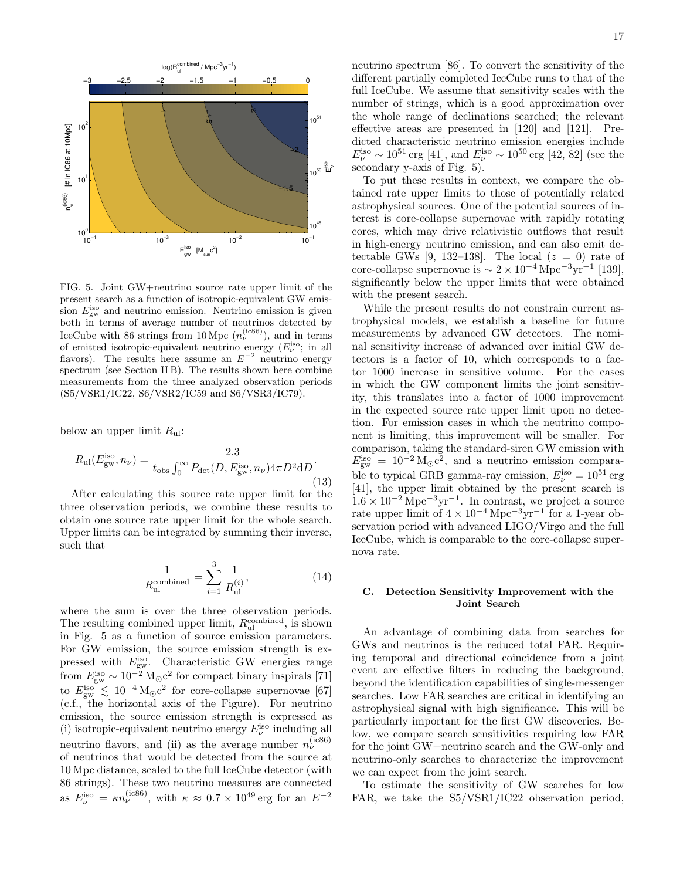FIG. 5. Joint GW+neutrino source rate upper limit of the present search as a function of isotropic-equivalent GW emission $E_{\rm gw}^{\rm iso}$ and neutrino emission. Neutrino emission is given both in terms of average number of neutrinos detected by IceCube with 86 strings from 10 Mpc ($n_\nu^{(\rm ic86)}$), and in terms of emitted isotropic-equivalent neutrino energy ($E_\nu^{\rm iso}$; in all flavors). The results here assume an $E^{-2}$ neutrino energy spectrum (see Section II B). The results shown here combine measurements from the three analyzed observation periods (S5/VSR1/IC22, S6/VSR2/IC59 and S6/VSR3/IC79).

below an upper limit $R_{\rm ul}$:

$$R_{\rm ul}(E_{\rm gw}^{\rm iso}, n_\nu) = \frac{2.3}{t_{\rm obs}\int_0^\infty P_{\rm det}(D, E_{\rm gw}^{\rm iso}, n_\nu) 4\pi D^2 {\rm d}D}. \tag{13}$$

After calculating this source rate upper limit for the three observation periods, we combine these results to obtain one source rate upper limit for the whole search. Upper limits can be integrated by summing their inverse, such that

$$\frac{1}{R_{\rm ul}^{\rm combined}} = \sum_{i=1}^{3}\frac{1}{R_{\rm ul}^{(i)}}, \tag{14}$$

where the sum is over the three observation periods. The resulting combined upper limit, $R_{\rm ul}^{\rm combined}$, is shown in Fig. 5 as a function of source emission parameters. For GW emission, the source emission strength is expressed with $E_{\rm gw}^{\rm iso}$. Characteristic GW energies range from $E_{\rm gw}^{\rm iso} \sim 10^{-2}\,{\rm M}_\odot{\rm c}^2$ for compact binary inspirals [71] to $E_{\rm gw}^{\rm iso} \lesssim 10^{-4}\,{\rm M}_\odot{\rm c}^2$ for core-collapse supernovae [67] (c.f., the horizontal axis of the Figure). For neutrino emission, the source emission strength is expressed as (i) isotropic-equivalent neutrino energy $E_\nu^{\rm iso}$ including all neutrino flavors, and (ii) as the average number $n_\nu^{(\rm ic86)}$ of neutrinos that would be detected from the source at 10 Mpc distance, scaled to the full IceCube detector (with 86 strings). These two neutrino measures are connected as $E_\nu^{\rm iso} = \kappa n_\nu^{(\rm ic86)}$, with $\kappa \approx 0.7\times10^{49}$ erg for an $E^{-2}$ neutrino spectrum [86]. To convert the sensitivity of the different partially completed IceCube runs to that of the full IceCube. We assume that sensitivity scales with the number of strings, which is a good approximation over the whole range of declinations searched; the relevant effective areas are presented in [120] and [121]. Predicted characteristic neutrino emission energies include $E_\nu^{\rm iso} \sim 10^{51}$ erg [41], and $E_\nu^{\rm iso} \sim 10^{50}$ erg [42, 82] (see the secondary y-axis of Fig. 5).

To put these results in context, we compare the obtained rate upper limits to those of potentially related astrophysical sources. One of the potential sources of interest is core-collapse supernovae with rapidly rotating cores, which may drive relativistic outflows that result in high-energy neutrino emission, and can also emit detectable GWs [9, 132–138]. The local ($z = 0$) rate of core-collapse supernovae is $\sim 2\times10^{-4}\,{\rm Mpc}^{-3}{\rm yr}^{-1}$ [139], significantly below the upper limits that were obtained with the present search.

While the present results do not constrain current astrophysical models, we establish a baseline for future measurements by advanced GW detectors. The nominal sensitivity increase of advanced over initial GW detectors is a factor of 10, which corresponds to a factor 1000 increase in sensitive volume. For the cases in which the GW component limits the joint sensitivity, this translates into a factor of 1000 improvement in the expected source rate upper limit upon no detection. For emission cases in which the neutrino component is limiting, this improvement will be smaller. For comparison, taking the standard-siren GW emission with $E_{\rm gw}^{\rm iso} = 10^{-2}\,{\rm M}_\odot{\rm c}^2$, and a neutrino emission comparable to typical GRB gamma-ray emission, $E_\nu^{\rm iso} = 10^{51}$ erg [41], the upper limit obtained by the present search is $1.6\times10^{-2}\,{\rm Mpc}^{-3}{\rm yr}^{-1}$. In contrast, we project a source rate upper limit of $4\times10^{-4}\,{\rm Mpc}^{-3}{\rm yr}^{-1}$ for a 1-year observation period with advanced LIGO/Virgo and the full IceCube, which is comparable to the core-collapse supernova rate.

### C. Detection Sensitivity Improvement with the Joint Search

An advantage of combining data from searches for GWs and neutrinos is the reduced total FAR. Requiring temporal and directional coincidence from a joint event are effective filters in reducing the background, beyond the identification capabilities of single-messenger searches. Low FAR searches are critical in identifying an astrophysical signal with high significance. This will be particularly important for the first GW discoveries. Below, we compare search sensitivities requiring low FAR for the joint GW+neutrino search and the GW-only and neutrino-only searches to characterize the improvement we can expect from the joint search.

To estimate the sensitivity of GW searches for low FAR, we take the S5/VSR1/IC22 observation period,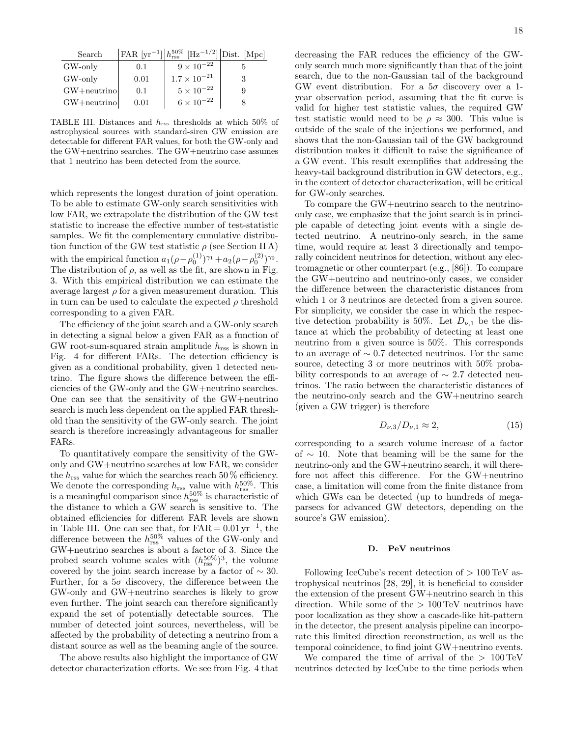| Search | FAR [yr$^{-1}$] | $h_{\rm rss}^{50\%}$ [Hz$^{-1/2}$] | Dist. [Mpc] |
|---|---|---|---|
| GW-only | 0.1 | $9\times10^{-22}$ | 5 |
| GW-only | 0.01 | $1.7\times10^{-21}$ | 3 |
| GW+neutrino | 0.1 | $5\times10^{-22}$ | 9 |
| GW+neutrino | 0.01 | $6\times10^{-22}$ | 8 |

TABLE III. Distances and $h_{\rm rss}$ thresholds at which 50% of astrophysical sources with standard-siren GW emission are detectable for different FAR values, for both the GW-only and the GW+neutrino searches. The GW+neutrino case assumes that 1 neutrino has been detected from the source.

which represents the longest duration of joint operation. To be able to estimate GW-only search sensitivities with low FAR, we extrapolate the distribution of the GW test statistic to increase the effective number of test-statistic samples. We fit the complementary cumulative distribution function of the GW test statistic $\rho$ (see Section II A) with the empirical function $a_1(\rho-\rho_0^{(1)})^{\gamma_1}+a_2(\rho-\rho_0^{(2)})^{\gamma_2}$. The distribution of $\rho$, as well as the fit, are shown in Fig. 3. With this empirical distribution we can estimate the average largest $\rho$ for a given measurement duration. This in turn can be used to calculate the expected $\rho$ threshold corresponding to a given FAR.

The efficiency of the joint search and a GW-only search in detecting a signal below a given FAR as a function of GW root-sum-squared strain amplitude $h_{\rm rss}$ is shown in Fig. 4 for different FARs. The detection efficiency is given as a conditional probability, given 1 detected neutrino. The figure shows the difference between the efficiencies of the GW-only and the GW+neutrino searches. One can see that the sensitivity of the GW+neutrino search is much less dependent on the applied FAR threshold than the sensitivity of the GW-only search. The joint search is therefore increasingly advantageous for smaller FARs.

To quantitatively compare the sensitivity of the GW-only and GW+neutrino searches at low FAR, we consider the $h_{\rm rss}$ value for which the searches reach 50 % efficiency. We denote the corresponding $h_{\rm rss}$ value with $h_{\rm rss}^{50\%}$. This is a meaningful comparison since $h_{\rm rss}^{50\%}$ is characteristic of the distance to which a GW search is sensitive to. The obtained efficiencies for different FAR levels are shown in Table III. One can see that, for FAR $=0.01\,{\rm yr}^{-1}$, the difference between the $h_{\rm rss}^{50\%}$ values of the GW-only and GW+neutrino searches is about a factor of 3. Since the probed search volume scales with $(h_{\rm rss}^{50\%})^3$, the volume covered by the joint search increase by a factor of $\sim30$. Further, for a $5\sigma$ discovery, the difference between the GW-only and GW+neutrino searches is likely to grow even further. The joint search can therefore significantly expand the set of potentially detectable sources. The number of detected joint sources, nevertheless, will be affected by the probability of detecting a neutrino from a distant source as well as the beaming angle of the source.

The above results also highlight the importance of GW detector characterization efforts. We see from Fig. 4 that decreasing the FAR reduces the efficiency of the GW-only search much more significantly than that of the joint search, due to the non-Gaussian tail of the background GW event distribution. For a $5\sigma$ discovery over a 1-year observation period, assuming that the fit curve is valid for higher test statistic values, the required GW test statistic would need to be $\rho\approx300$. This value is outside of the scale of the injections we performed, and shows that the non-Gaussian tail of the GW background distribution makes it difficult to raise the significance of a GW event. This result exemplifies that addressing the heavy-tail background distribution in GW detectors, e.g., in the context of detector characterization, will be critical for GW-only searches.

To compare the GW+neutrino search to the neutrino-only case, we emphasize that the joint search is in principle capable of detecting joint events with a single detected neutrino. A neutrino-only search, in the same time, would require at least 3 directionally and temporally coincident neutrinos for detection, without any electromagnetic or other counterpart (e.g., [86]). To compare the GW+neutrino and neutrino-only cases, we consider the difference between the characteristic distances from which 1 or 3 neutrinos are detected from a given source. For simplicity, we consider the case in which the respective detection probability is 50%. Let $D_{\nu,1}$ be the distance at which the probability of detecting at least one neutrino from a given source is 50%. This corresponds to an average of $\sim0.7$ detected neutrinos. For the same source, detecting 3 or more neutrinos with 50% probability corresponds to an average of $\sim2.7$ detected neutrinos. The ratio between the characteristic distances of the neutrino-only search and the GW+neutrino search (given a GW trigger) is therefore

$$D_{\nu,3}/D_{\nu,1}\approx2, \tag{15}$$

corresponding to a search volume increase of a factor of $\sim10$. Note that beaming will be the same for the neutrino-only and the GW+neutrino search, it will therefore not affect this difference. For the GW+neutrino case, a limitation will come from the finite distance from which GWs can be detected (up to hundreds of megaparsecs for advanced GW detectors, depending on the source's GW emission).

### D. PeV neutrinos

Following IceCube's recent detection of $>100$ TeV astrophysical neutrinos [28, 29], it is beneficial to consider the extension of the present GW+neutrino search in this direction. While some of the $>100$ TeV neutrinos have poor localization as they show a cascade-like hit-pattern in the detector, the present analysis pipeline can incorporate this limited direction reconstruction, as well as the temporal coincidence, to find joint GW+neutrino events.

We compared the time of arrival of the $>100$ TeV neutrinos detected by IceCube to the time periods when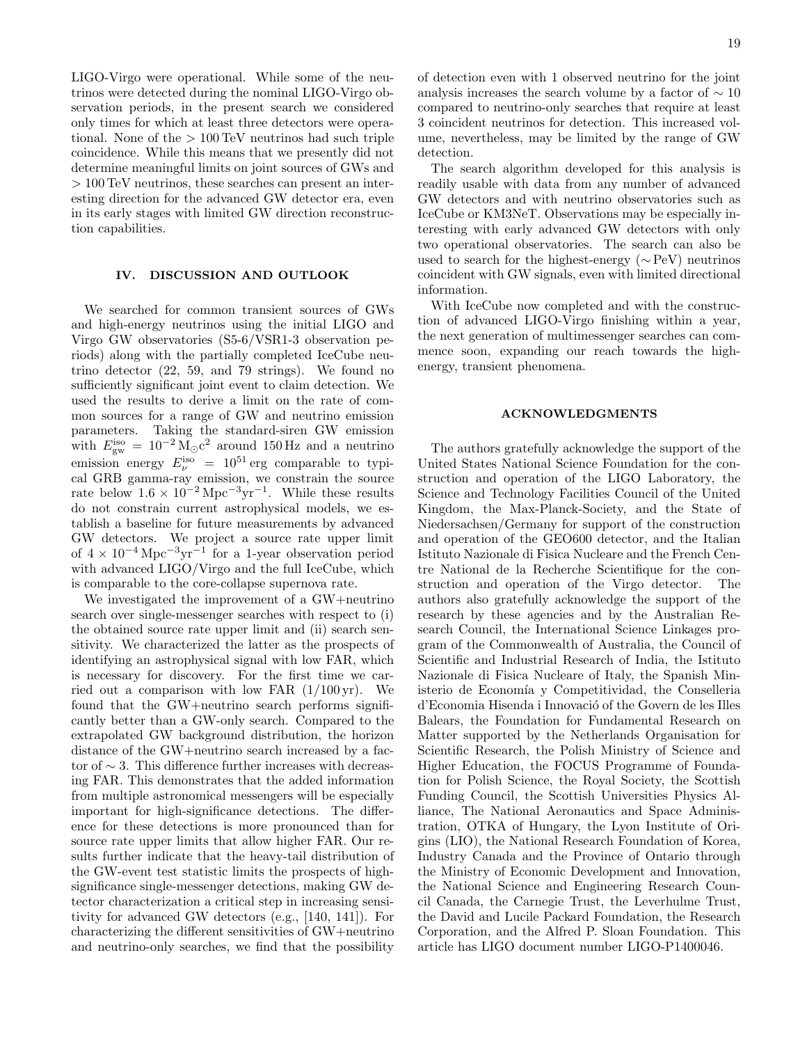LIGO-Virgo were operational. While some of the neutrinos were detected during the nominal LIGO-Virgo observation periods, in the present search we considered only times for which at least three detectors were operational. None of the $> 100$ TeV neutrinos had such triple coincidence. While this means that we presently did not determine meaningful limits on joint sources of GWs and $> 100$ TeV neutrinos, these searches can present an interesting direction for the advanced GW detector era, even in its early stages with limited GW direction reconstruction capabilities.

## IV. DISCUSSION AND OUTLOOK

We searched for common transient sources of GWs and high-energy neutrinos using the initial LIGO and Virgo GW observatories (S5-6/VSR1-3 observation periods) along with the partially completed IceCube neutrino detector (22, 59, and 79 strings). We found no sufficiently significant joint event to claim detection. We used the results to derive a limit on the rate of common sources for a range of GW and neutrino emission parameters. Taking the standard-siren GW emission with $E_{\rm gw}^{\rm iso} = 10^{-2}\,{\rm M}_{\odot}{\rm c}^2$ around 150 Hz and a neutrino emission energy $E_{\nu}^{\rm iso} = 10^{51}\,{\rm erg}$ comparable to typical GRB gamma-ray emission, we constrain the source rate below $1.6 \times 10^{-2}\,{\rm Mpc}^{-3}{\rm yr}^{-1}$. While these results do not constrain current astrophysical models, we establish a baseline for future measurements by advanced GW detectors. We project a source rate upper limit of $4 \times 10^{-4}\,{\rm Mpc}^{-3}{\rm yr}^{-1}$ for a 1-year observation period with advanced LIGO/Virgo and the full IceCube, which is comparable to the core-collapse supernova rate.

We investigated the improvement of a GW+neutrino search over single-messenger searches with respect to (i) the obtained source rate upper limit and (ii) search sensitivity. We characterized the latter as the prospects of identifying an astrophysical signal with low FAR, which is necessary for discovery. For the first time we carried out a comparison with low FAR (1/100 yr). We found that the GW+neutrino search performs significantly better than a GW-only search. Compared to the extrapolated GW background distribution, the horizon distance of the GW+neutrino search increased by a factor of $\sim 3$. This difference further increases with decreasing FAR. This demonstrates that the added information from multiple astronomical messengers will be especially important for high-significance detections. The difference for these detections is more pronounced than for source rate upper limits that allow higher FAR. Our results further indicate that the heavy-tail distribution of the GW-event test statistic limits the prospects of high-significance single-messenger detections, making GW detector characterization a critical step in increasing sensitivity for advanced GW detectors (e.g., [140, 141]). For characterizing the different sensitivities of GW+neutrino and neutrino-only searches, we find that the possibility of detection even with 1 observed neutrino for the joint analysis increases the search volume by a factor of $\sim 10$ compared to neutrino-only searches that require at least 3 coincident neutrinos for detection. This increased volume, nevertheless, may be limited by the range of GW detection.

The search algorithm developed for this analysis is readily usable with data from any number of advanced GW detectors and with neutrino observatories such as IceCube or KM3NeT. Observations may be especially interesting with early advanced GW detectors with only two operational observatories. The search can also be used to search for the highest-energy ($\sim$PeV) neutrinos coincident with GW signals, even with limited directional information.

With IceCube now completed and with the construction of advanced LIGO-Virgo finishing within a year, the next generation of multimessenger searches can commence soon, expanding our reach towards the high-energy, transient phenomena.

## ACKNOWLEDGMENTS

The authors gratefully acknowledge the support of the United States National Science Foundation for the construction and operation of the LIGO Laboratory, the Science and Technology Facilities Council of the United Kingdom, the Max-Planck-Society, and the State of Niedersachsen/Germany for support of the construction and operation of the GEO600 detector, and the Italian Istituto Nazionale di Fisica Nucleare and the French Centre National de la Recherche Scientifique for the construction and operation of the Virgo detector. The authors also gratefully acknowledge the support of the research by these agencies and by the Australian Research Council, the International Science Linkages program of the Commonwealth of Australia, the Council of Scientific and Industrial Research of India, the Istituto Nazionale di Fisica Nucleare of Italy, the Spanish Ministerio de Economía y Competitividad, the Conselleria d'Economia Hisenda i Innovació of the Govern de les Illes Balears, the Foundation for Fundamental Research on Matter supported by the Netherlands Organisation for Scientific Research, the Polish Ministry of Science and Higher Education, the FOCUS Programme of Foundation for Polish Science, the Royal Society, the Scottish Funding Council, the Scottish Universities Physics Alliance, The National Aeronautics and Space Administration, OTKA of Hungary, the Lyon Institute of Origins (LIO), the National Research Foundation of Korea, Industry Canada and the Province of Ontario through the Ministry of Economic Development and Innovation, the National Science and Engineering Research Council Canada, the Carnegie Trust, the Leverhulme Trust, the David and Lucile Packard Foundation, the Research Corporation, and the Alfred P. Sloan Foundation. This article has LIGO document number LIGO-P1400046.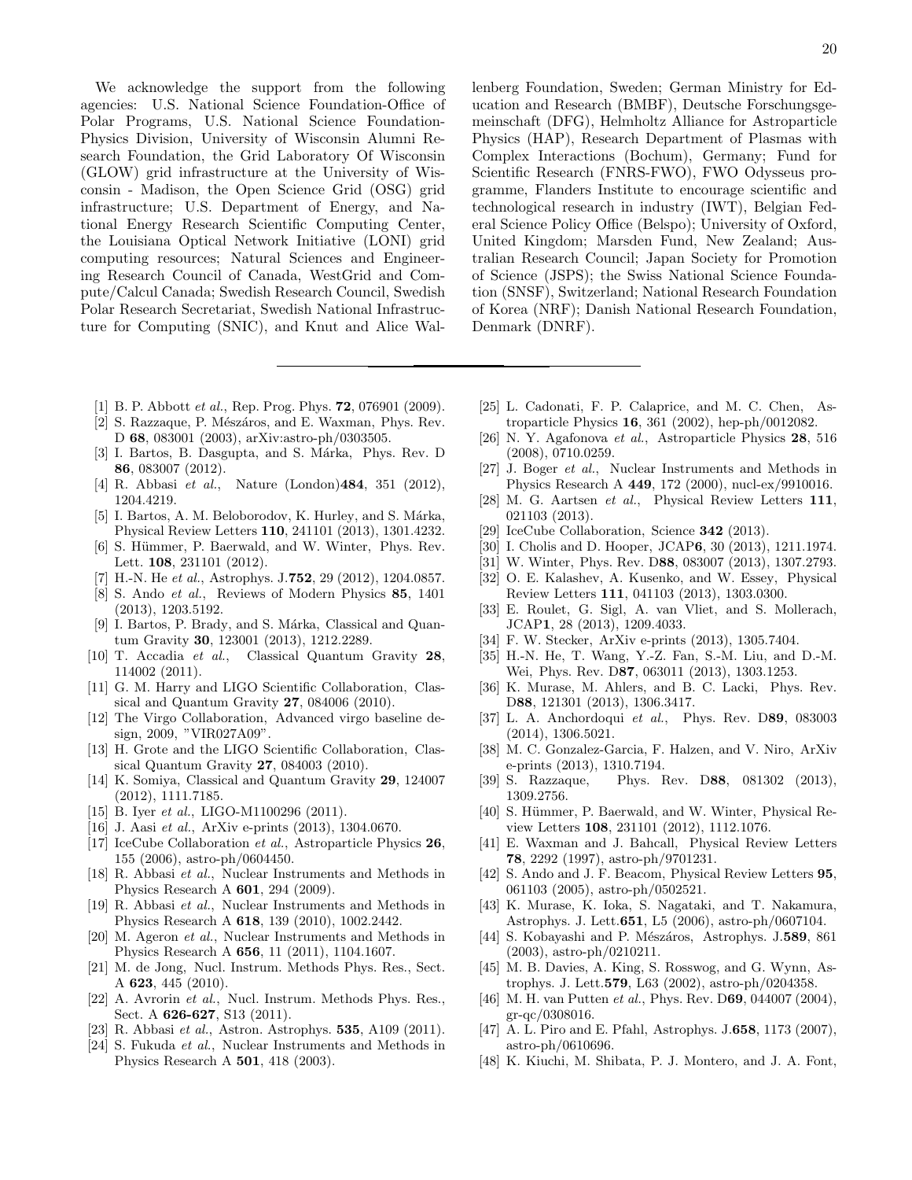We acknowledge the support from the following agencies: U.S. National Science Foundation-Office of Polar Programs, U.S. National Science Foundation-Physics Division, University of Wisconsin Alumni Research Foundation, the Grid Laboratory Of Wisconsin (GLOW) grid infrastructure at the University of Wisconsin - Madison, the Open Science Grid (OSG) grid infrastructure; U.S. Department of Energy, and National Energy Research Scientific Computing Center, the Louisiana Optical Network Initiative (LONI) grid computing resources; Natural Sciences and Engineering Research Council of Canada, WestGrid and Compute/Calcul Canada; Swedish Research Council, Swedish Polar Research Secretariat, Swedish National Infrastructure for Computing (SNIC), and Knut and Alice Wallenberg Foundation, Sweden; German Ministry for Education and Research (BMBF), Deutsche Forschungsgemeinschaft (DFG), Helmholtz Alliance for Astroparticle Physics (HAP), Research Department of Plasmas with Complex Interactions (Bochum), Germany; Fund for Scientific Research (FNRS-FWO), FWO Odysseus programme, Flanders Institute to encourage scientific and technological research in industry (IWT), Belgian Federal Science Policy Office (Belspo); University of Oxford, United Kingdom; Marsden Fund, New Zealand; Australian Research Council; Japan Society for Promotion of Science (JSPS); the Swiss National Science Foundation (SNSF), Switzerland; National Research Foundation of Korea (NRF); Danish National Research Foundation, Denmark (DNRF).

---

[1] B. P. Abbott *et al.*, Rep. Prog. Phys. **72**, 076901 (2009).
[2] S. Razzaque, P. Mészáros, and E. Waxman, Phys. Rev. D **68**, 083001 (2003), arXiv:astro-ph/0303505.
[3] I. Bartos, B. Dasgupta, and S. Márka, Phys. Rev. D **86**, 083007 (2012).
[4] R. Abbasi *et al.*, Nature (London)**484**, 351 (2012), 1204.4219.
[5] I. Bartos, A. M. Beloborodov, K. Hurley, and S. Márka, Physical Review Letters **110**, 241101 (2013), 1301.4232.
[6] S. Hümmer, P. Baerwald, and W. Winter, Phys. Rev. Lett. **108**, 231101 (2012).
[7] H.-N. He *et al.*, Astrophys. J.**752**, 29 (2012), 1204.0857.
[8] S. Ando *et al.*, Reviews of Modern Physics **85**, 1401 (2013), 1203.5192.
[9] I. Bartos, P. Brady, and S. Márka, Classical and Quantum Gravity **30**, 123001 (2013), 1212.2289.
[10] T. Accadia *et al.*, Classical Quantum Gravity **28**, 114002 (2011).
[11] G. M. Harry and LIGO Scientific Collaboration, Classical and Quantum Gravity **27**, 084006 (2010).
[12] The Virgo Collaboration, Advanced virgo baseline design, 2009, "VIR027A09".
[13] H. Grote and the LIGO Scientific Collaboration, Classical Quantum Gravity **27**, 084003 (2010).
[14] K. Somiya, Classical and Quantum Gravity **29**, 124007 (2012), 1111.7185.
[15] B. Iyer *et al.*, LIGO-M1100296 (2011).
[16] J. Aasi *et al.*, ArXiv e-prints (2013), 1304.0670.
[17] IceCube Collaboration *et al.*, Astroparticle Physics **26**, 155 (2006), astro-ph/0604450.
[18] R. Abbasi *et al.*, Nuclear Instruments and Methods in Physics Research A **601**, 294 (2009).
[19] R. Abbasi *et al.*, Nuclear Instruments and Methods in Physics Research A **618**, 139 (2010), 1002.2442.
[20] M. Ageron *et al.*, Nuclear Instruments and Methods in Physics Research A **656**, 11 (2011), 1104.1607.
[21] M. de Jong, Nucl. Instrum. Methods Phys. Res., Sect. A **623**, 445 (2010).
[22] A. Avrorin *et al.*, Nucl. Instrum. Methods Phys. Res., Sect. A **626-627**, S13 (2011).
[23] R. Abbasi *et al.*, Astron. Astrophys. **535**, A109 (2011).
[24] S. Fukuda *et al.*, Nuclear Instruments and Methods in Physics Research A **501**, 418 (2003).
[25] L. Cadonati, F. P. Calaprice, and M. C. Chen, Astroparticle Physics **16**, 361 (2002), hep-ph/0012082.
[26] N. Y. Agafonova *et al.*, Astroparticle Physics **28**, 516 (2008), 0710.0259.
[27] J. Boger *et al.*, Nuclear Instruments and Methods in Physics Research A **449**, 172 (2000), nucl-ex/9910016.
[28] M. G. Aartsen *et al.*, Physical Review Letters **111**, 021103 (2013).
[29] IceCube Collaboration, Science **342** (2013).
[30] I. Cholis and D. Hooper, JCAP**6**, 30 (2013), 1211.1974.
[31] W. Winter, Phys. Rev. D**88**, 083007 (2013), 1307.2793.
[32] O. E. Kalashev, A. Kusenko, and W. Essey, Physical Review Letters **111**, 041103 (2013), 1303.0300.
[33] E. Roulet, G. Sigl, A. van Vliet, and S. Mollerach, JCAP**1**, 28 (2013), 1209.4033.
[34] F. W. Stecker, ArXiv e-prints (2013), 1305.7404.
[35] H.-N. He, T. Wang, Y.-Z. Fan, S.-M. Liu, and D.-M. Wei, Phys. Rev. D**87**, 063011 (2013), 1303.1253.
[36] K. Murase, M. Ahlers, and B. C. Lacki, Phys. Rev. D**88**, 121301 (2013), 1306.3417.
[37] L. A. Anchordoqui *et al.*, Phys. Rev. D**89**, 083003 (2014), 1306.5021.
[38] M. C. Gonzalez-Garcia, F. Halzen, and V. Niro, ArXiv e-prints (2013), 1310.7194.
[39] S. Razzaque, Phys. Rev. D**88**, 081302 (2013), 1309.2756.
[40] S. Hümmer, P. Baerwald, and W. Winter, Physical Review Letters **108**, 231101 (2012), 1112.1076.
[41] E. Waxman and J. Bahcall, Physical Review Letters **78**, 2292 (1997), astro-ph/9701231.
[42] S. Ando and J. F. Beacom, Physical Review Letters **95**, 061103 (2005), astro-ph/0502521.
[43] K. Murase, K. Ioka, S. Nagataki, and T. Nakamura, Astrophys. J. Lett.**651**, L5 (2006), astro-ph/0607104.
[44] S. Kobayashi and P. Mészáros, Astrophys. J.**589**, 861 (2003), astro-ph/0210211.
[45] M. B. Davies, A. King, S. Rosswog, and G. Wynn, Astrophys. J. Lett.**579**, L63 (2002), astro-ph/0204358.
[46] M. H. van Putten *et al.*, Phys. Rev. D**69**, 044007 (2004), gr-qc/0308016.
[47] A. L. Piro and E. Pfahl, Astrophys. J.**658**, 1173 (2007), astro-ph/0610696.
[48] K. Kiuchi, M. Shibata, P. J. Montero, and J. A. Font,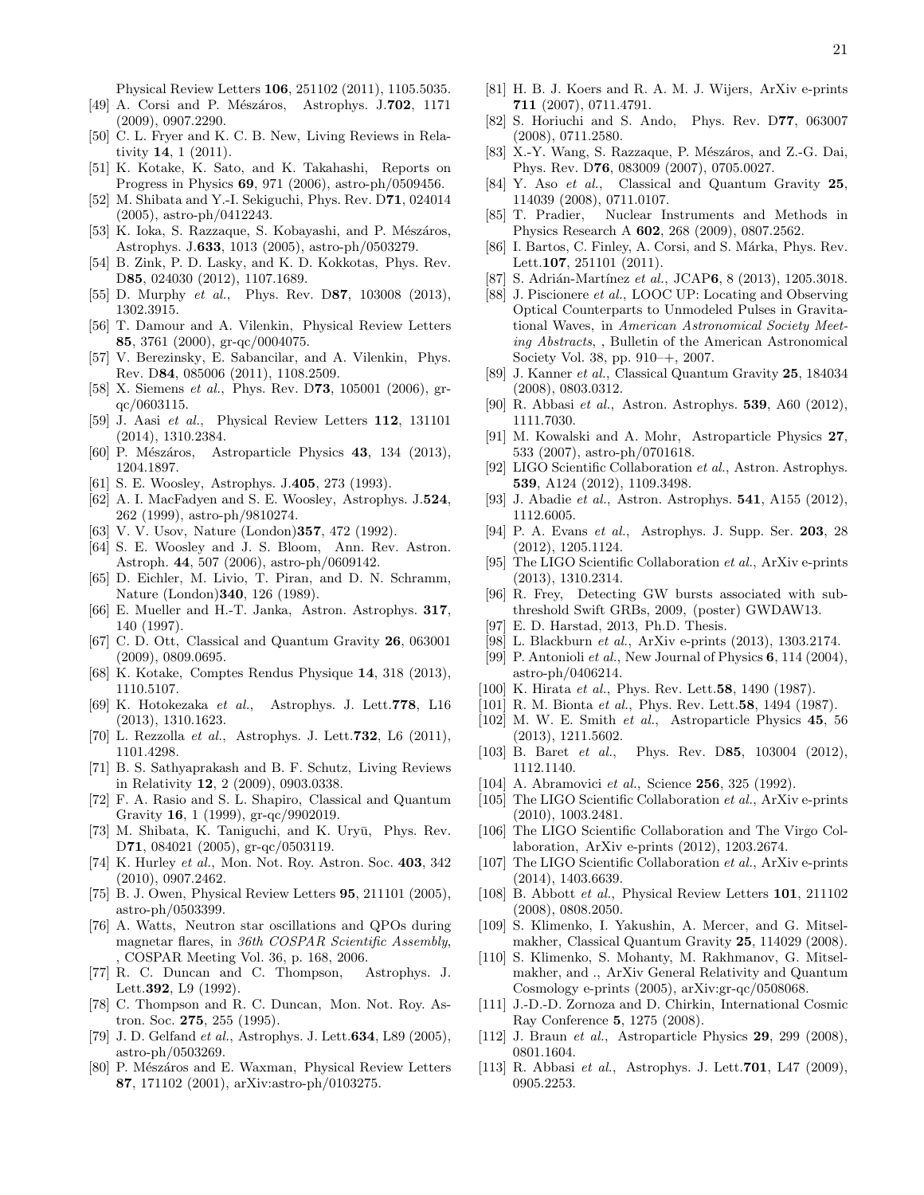Physical Review Letters **106**, 251102 (2011), 1105.5035.

[49] A. Corsi and P. Mészáros, Astrophys. J.**702**, 1171 (2009), 0907.2290.

[50] C. L. Fryer and K. C. B. New, Living Reviews in Relativity **14**, 1 (2011).

[51] K. Kotake, K. Sato, and K. Takahashi, Reports on Progress in Physics **69**, 971 (2006), astro-ph/0509456.

[52] M. Shibata and Y.-I. Sekiguchi, Phys. Rev. D**71**, 024014 (2005), astro-ph/0412243.

[53] K. Ioka, S. Razzaque, S. Kobayashi, and P. Mészáros, Astrophys. J.**633**, 1013 (2005), astro-ph/0503279.

[54] B. Zink, P. D. Lasky, and K. D. Kokkotas, Phys. Rev. D**85**, 024030 (2012), 1107.1689.

[55] D. Murphy *et al.*, Phys. Rev. D**87**, 103008 (2013), 1302.3915.

[56] T. Damour and A. Vilenkin, Physical Review Letters **85**, 3761 (2000), gr-qc/0004075.

[57] V. Berezinsky, E. Sabancilar, and A. Vilenkin, Phys. Rev. D**84**, 085006 (2011), 1108.2509.

[58] X. Siemens *et al.*, Phys. Rev. D**73**, 105001 (2006), gr-qc/0603115.

[59] J. Aasi *et al.*, Physical Review Letters **112**, 131101 (2014), 1310.2384.

[60] P. Mészáros, Astroparticle Physics **43**, 134 (2013), 1204.1897.

[61] S. E. Woosley, Astrophys. J.**405**, 273 (1993).

[62] A. I. MacFadyen and S. E. Woosley, Astrophys. J.**524**, 262 (1999), astro-ph/9810274.

[63] V. V. Usov, Nature (London)**357**, 472 (1992).

[64] S. E. Woosley and J. S. Bloom, Ann. Rev. Astron. Astroph. **44**, 507 (2006), astro-ph/0609142.

[65] D. Eichler, M. Livio, T. Piran, and D. N. Schramm, Nature (London)**340**, 126 (1989).

[66] E. Mueller and H.-T. Janka, Astron. Astrophys. **317**, 140 (1997).

[67] C. D. Ott, Classical and Quantum Gravity **26**, 063001 (2009), 0809.0695.

[68] K. Kotake, Comptes Rendus Physique **14**, 318 (2013), 1110.5107.

[69] K. Hotokezaka *et al.*, Astrophys. J. Lett.**778**, L16 (2013), 1310.1623.

[70] L. Rezzolla *et al.*, Astrophys. J. Lett.**732**, L6 (2011), 1101.4298.

[71] B. S. Sathyaprakash and B. F. Schutz, Living Reviews in Relativity **12**, 2 (2009), 0903.0338.

[72] F. A. Rasio and S. L. Shapiro, Classical and Quantum Gravity **16**, 1 (1999), gr-qc/9902019.

[73] M. Shibata, K. Taniguchi, and K. Uryū, Phys. Rev. D**71**, 084021 (2005), gr-qc/0503119.

[74] K. Hurley *et al.*, Mon. Not. Roy. Astron. Soc. **403**, 342 (2010), 0907.2462.

[75] B. J. Owen, Physical Review Letters **95**, 211101 (2005), astro-ph/0503399.

[76] A. Watts, Neutron star oscillations and QPOs during magnetar flares, in *36th COSPAR Scientific Assembly*, , COSPAR Meeting Vol. 36, p. 168, 2006.

[77] R. C. Duncan and C. Thompson, Astrophys. J. Lett.**392**, L9 (1992).

[78] C. Thompson and R. C. Duncan, Mon. Not. Roy. Astron. Soc. **275**, 255 (1995).

[79] J. D. Gelfand *et al.*, Astrophys. J. Lett.**634**, L89 (2005), astro-ph/0503269.

[80] P. Mészáros and E. Waxman, Physical Review Letters **87**, 171102 (2001), arXiv:astro-ph/0103275.

[81] H. B. J. Koers and R. A. M. J. Wijers, ArXiv e-prints **711** (2007), 0711.4791.

[82] S. Horiuchi and S. Ando, Phys. Rev. D**77**, 063007 (2008), 0711.2580.

[83] X.-Y. Wang, S. Razzaque, P. Mészáros, and Z.-G. Dai, Phys. Rev. D**76**, 083009 (2007), 0705.0027.

[84] Y. Aso *et al.*, Classical and Quantum Gravity **25**, 114039 (2008), 0711.0107.

[85] T. Pradier, Nuclear Instruments and Methods in Physics Research A **602**, 268 (2009), 0807.2562.

[86] I. Bartos, C. Finley, A. Corsi, and S. Márka, Phys. Rev. Lett.**107**, 251101 (2011).

[87] S. Adrián-Martínez *et al.*, JCAP**6**, 8 (2013), 1205.3018.

[88] J. Piscionere *et al.*, LOOC UP: Locating and Observing Optical Counterparts to Unmodeled Pulses in Gravitational Waves, in *American Astronomical Society Meeting Abstracts*, , Bulletin of the American Astronomical Society Vol. 38, pp. 910–+, 2007.

[89] J. Kanner *et al.*, Classical Quantum Gravity **25**, 184034 (2008), 0803.0312.

[90] R. Abbasi *et al.*, Astron. Astrophys. **539**, A60 (2012), 1111.7030.

[91] M. Kowalski and A. Mohr, Astroparticle Physics **27**, 533 (2007), astro-ph/0701618.

[92] LIGO Scientific Collaboration *et al.*, Astron. Astrophys. **539**, A124 (2012), 1109.3498.

[93] J. Abadie *et al.*, Astron. Astrophys. **541**, A155 (2012), 1112.6005.

[94] P. A. Evans *et al.*, Astrophys. J. Supp. Ser. **203**, 28 (2012), 1205.1124.

[95] The LIGO Scientific Collaboration *et al.*, ArXiv e-prints (2013), 1310.2314.

[96] R. Frey, Detecting GW bursts associated with subthreshold Swift GRBs, 2009, (poster) GWDAW13.

[97] E. D. Harstad, 2013, Ph.D. Thesis.

[98] L. Blackburn *et al.*, ArXiv e-prints (2013), 1303.2174.

[99] P. Antonioli *et al.*, New Journal of Physics **6**, 114 (2004), astro-ph/0406214.

[100] K. Hirata *et al.*, Phys. Rev. Lett.**58**, 1490 (1987).

[101] R. M. Bionta *et al.*, Phys. Rev. Lett.**58**, 1494 (1987).

[102] M. W. E. Smith *et al.*, Astroparticle Physics **45**, 56 (2013), 1211.5602.

[103] B. Baret *et al.*, Phys. Rev. D**85**, 103004 (2012), 1112.1140.

[104] A. Abramovici *et al.*, Science **256**, 325 (1992).

[105] The LIGO Scientific Collaboration *et al.*, ArXiv e-prints (2010), 1003.2481.

[106] The LIGO Scientific Collaboration and The Virgo Collaboration, ArXiv e-prints (2012), 1203.2674.

[107] The LIGO Scientific Collaboration *et al.*, ArXiv e-prints (2014), 1403.6639.

[108] B. Abbott *et al.*, Physical Review Letters **101**, 211102 (2008), 0808.2050.

[109] S. Klimenko, I. Yakushin, A. Mercer, and G. Mitselmakher, Classical Quantum Gravity **25**, 114029 (2008).

[110] S. Klimenko, S. Mohanty, M. Rakhmanov, G. Mitselmakher, and ., ArXiv General Relativity and Quantum Cosmology e-prints (2005), arXiv:gr-qc/0508068.

[111] J.-D.-D. Zornoza and D. Chirkin, International Cosmic Ray Conference **5**, 1275 (2008).

[112] J. Braun *et al.*, Astroparticle Physics **29**, 299 (2008), 0801.1604.

[113] R. Abbasi *et al.*, Astrophys. J. Lett.**701**, L47 (2009), 0905.2253.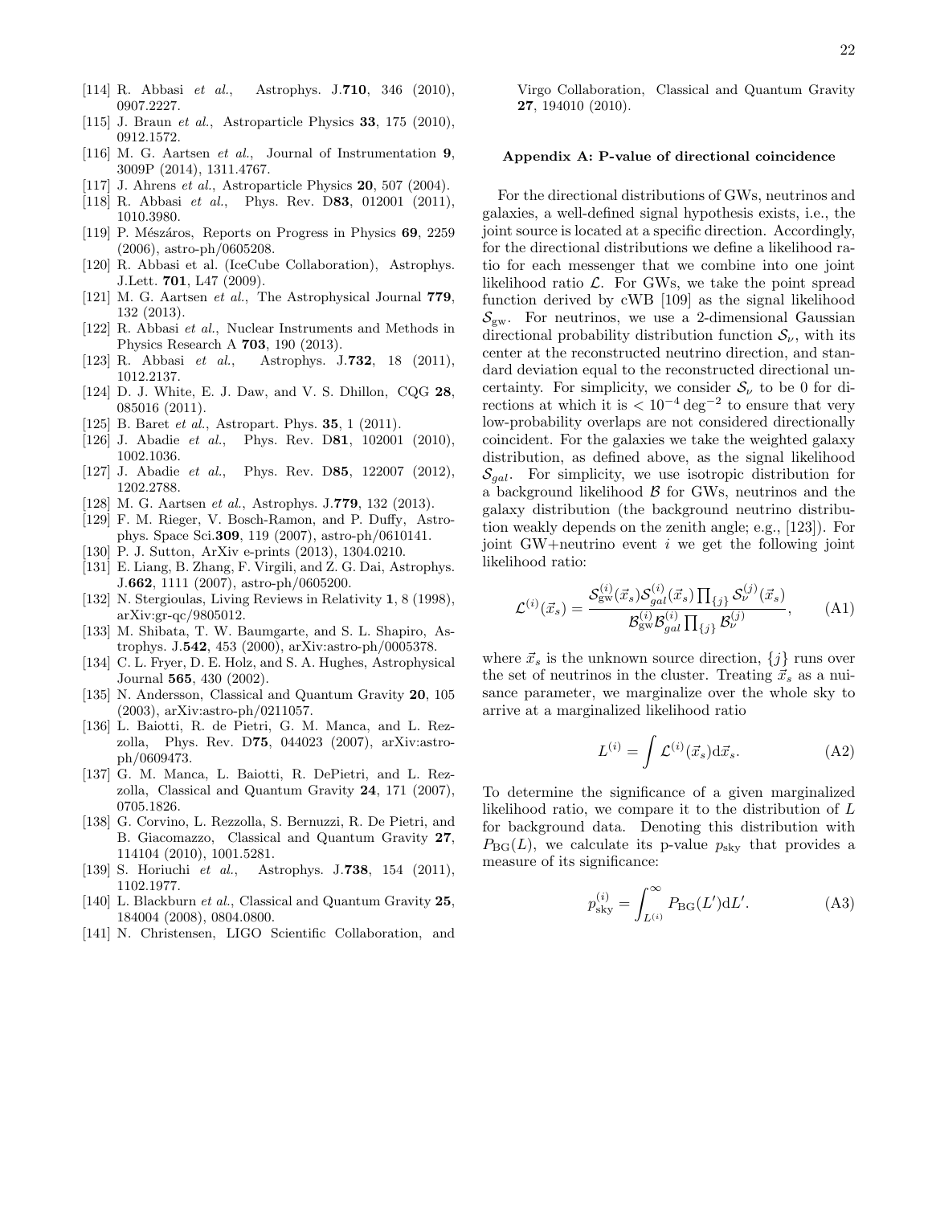[114] R. Abbasi *et al.*, Astrophys. J.**710**, 346 (2010), 0907.2227.

[115] J. Braun *et al.*, Astroparticle Physics **33**, 175 (2010), 0912.1572.

[116] M. G. Aartsen *et al.*, Journal of Instrumentation **9**, 3009P (2014), 1311.4767.

[117] J. Ahrens *et al.*, Astroparticle Physics **20**, 507 (2004).

[118] R. Abbasi *et al.*, Phys. Rev. D**83**, 012001 (2011), 1010.3980.

[119] P. Mészáros, Reports on Progress in Physics **69**, 2259 (2006), astro-ph/0605208.

[120] R. Abbasi et al. (IceCube Collaboration), Astrophys. J.Lett. **701**, L47 (2009).

[121] M. G. Aartsen *et al.*, The Astrophysical Journal **779**, 132 (2013).

[122] R. Abbasi *et al.*, Nuclear Instruments and Methods in Physics Research A **703**, 190 (2013).

[123] R. Abbasi *et al.*, Astrophys. J.**732**, 18 (2011), 1012.2137.

[124] D. J. White, E. J. Daw, and V. S. Dhillon, CQG **28**, 085016 (2011).

[125] B. Baret *et al.*, Astropart. Phys. **35**, 1 (2011).

[126] J. Abadie *et al.*, Phys. Rev. D**81**, 102001 (2010), 1002.1036.

[127] J. Abadie *et al.*, Phys. Rev. D**85**, 122007 (2012), 1202.2788.

[128] M. G. Aartsen *et al.*, Astrophys. J.**779**, 132 (2013).

[129] F. M. Rieger, V. Bosch-Ramon, and P. Duffy, Astrophys. Space Sci.**309**, 119 (2007), astro-ph/0610141.

[130] P. J. Sutton, ArXiv e-prints (2013), 1304.0210.

[131] E. Liang, B. Zhang, F. Virgili, and Z. G. Dai, Astrophys. J.**662**, 1111 (2007), astro-ph/0605200.

[132] N. Stergioulas, Living Reviews in Relativity **1**, 8 (1998), arXiv:gr-qc/9805012.

[133] M. Shibata, T. W. Baumgarte, and S. L. Shapiro, Astrophys. J.**542**, 453 (2000), arXiv:astro-ph/0005378.

[134] C. L. Fryer, D. E. Holz, and S. A. Hughes, Astrophysical Journal **565**, 430 (2002).

[135] N. Andersson, Classical and Quantum Gravity **20**, 105 (2003), arXiv:astro-ph/0211057.

[136] L. Baiotti, R. de Pietri, G. M. Manca, and L. Rezzolla, Phys. Rev. D**75**, 044023 (2007), arXiv:astro-ph/0609473.

[137] G. M. Manca, L. Baiotti, R. DePietri, and L. Rezzolla, Classical and Quantum Gravity **24**, 171 (2007), 0705.1826.

[138] G. Corvino, L. Rezzolla, S. Bernuzzi, R. De Pietri, and B. Giacomazzo, Classical and Quantum Gravity **27**, 114104 (2010), 1001.5281.

[139] S. Horiuchi *et al.*, Astrophys. J.**738**, 154 (2011), 1102.1977.

[140] L. Blackburn *et al.*, Classical and Quantum Gravity **25**, 184004 (2008), 0804.0800.

[141] N. Christensen, LIGO Scientific Collaboration, and Virgo Collaboration, Classical and Quantum Gravity **27**, 194010 (2010).

### Appendix A: P-value of directional coincidence

For the directional distributions of GWs, neutrinos and galaxies, a well-defined signal hypothesis exists, i.e., the joint source is located at a specific direction. Accordingly, for the directional distributions we define a likelihood ratio for each messenger that we combine into one joint likelihood ratio $\mathcal{L}$. For GWs, we take the point spread function derived by cWB [109] as the signal likelihood $\mathcal{S}_{\rm gw}$. For neutrinos, we use a 2-dimensional Gaussian directional probability distribution function $\mathcal{S}_\nu$, with its center at the reconstructed neutrino direction, and standard deviation equal to the reconstructed directional uncertainty. For simplicity, we consider $\mathcal{S}_\nu$ to be 0 for directions at which it is $< 10^{-4}\,\mathrm{deg}^{-2}$ to ensure that very low-probability overlaps are not considered directionally coincident. For the galaxies we take the weighted galaxy distribution, as defined above, as the signal likelihood $\mathcal{S}_{gal}$. For simplicity, we use isotropic distribution for a background likelihood $\mathcal{B}$ for GWs, neutrinos and the galaxy distribution (the background neutrino distribution weakly depends on the zenith angle; e.g., [123]). For joint GW+neutrino event $i$ we get the following joint likelihood ratio:

$$\mathcal{L}^{(i)}(\vec{x}_s) = \frac{\mathcal{S}^{(i)}_{\rm gw}(\vec{x}_s)\mathcal{S}^{(i)}_{gal}(\vec{x}_s)\prod_{\{j\}}\mathcal{S}^{(j)}_{\nu}(\vec{x}_s)}{\mathcal{B}^{(i)}_{\rm gw}\mathcal{B}^{(i)}_{gal}\prod_{\{j\}}\mathcal{B}^{(j)}_{\nu}}, \qquad \text{(A1)}$$

where $\vec{x}_s$ is the unknown source direction, $\{j\}$ runs over the set of neutrinos in the cluster. Treating $\vec{x}_s$ as a nuisance parameter, we marginalize over the whole sky to arrive at a marginalized likelihood ratio

$$L^{(i)} = \int \mathcal{L}^{(i)}(\vec{x}_s)\mathrm{d}\vec{x}_s. \qquad \text{(A2)}$$

To determine the significance of a given marginalized likelihood ratio, we compare it to the distribution of $L$ for background data. Denoting this distribution with $P_{\rm BG}(L)$, we calculate its p-value $p_{\rm sky}$ that provides a measure of its significance:

$$p^{(i)}_{\rm sky} = \int_{L^{(i)}}^{\infty} P_{\rm BG}(L')\mathrm{d}L'. \qquad \text{(A3)}$$